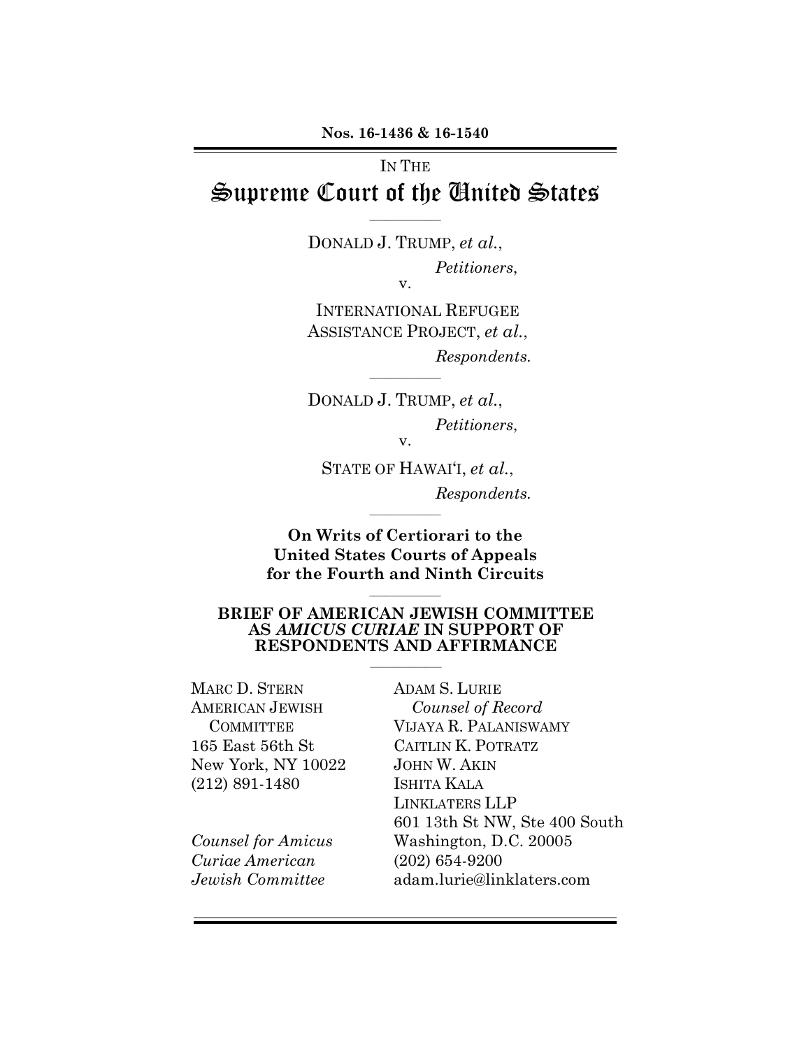**Nos. 16-1436 & 16-1540**

IN THE

# Supreme Court of the United States

---

DONALD J. TRUMP, *et al.*,

*Petitioners*,

v.

INTERNATIONAL REFUGEE ASSISTANCE PROJECT, *et al.*,

*Respondents.*

---

DONALD J. TRUMP, *et al.*,

*Petitioners*,

v.

STATE OF HAWAI'I, *et al.*,

*Respondents.*

---

**On Writs of Certiorari to the United States Courts of Appeals for the Fourth and Ninth Circuits**

---

**BRIEF OF AMERICAN JEWISH COMMITTEE AS *AMICUS CURIAE* IN SUPPORT OF RESPONDENTS AND AFFIRMANCE**

---

MARC D. STERN
AMERICAN JEWISH COMMITTEE
165 East 56th St
New York, NY 10022
(212) 891-1480

*Counsel for Amicus Curiae American Jewish Committee*

ADAM S. LURIE
*Counsel of Record*
VIJAYA R. PALANISWAMY
CAITLIN K. POTRATZ
JOHN W. AKIN
ISHITA KALA
LINKLATERS LLP
601 13th St NW, Ste 400 South
Washington, D.C. 20005
(202) 654-9200
adam.lurie@linklaters.com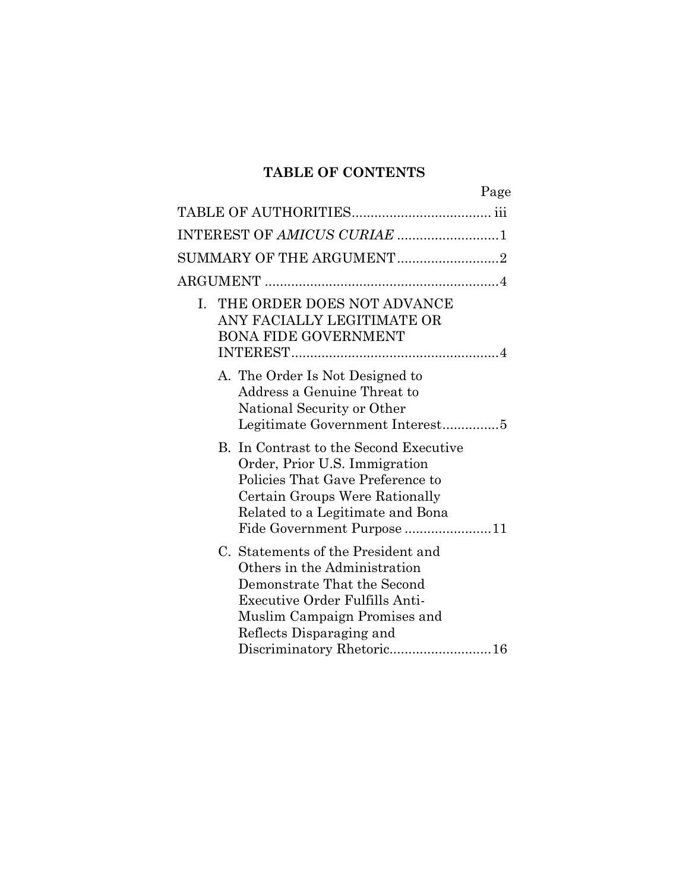## TABLE OF CONTENTS

| | Page |
|---|---|
| TABLE OF AUTHORITIES | iii |
| INTEREST OF *AMICUS CURIAE* | 1 |
| SUMMARY OF THE ARGUMENT | 2 |
| ARGUMENT | 4 |
| I. THE ORDER DOES NOT ADVANCE ANY FACIALLY LEGITIMATE OR BONA FIDE GOVERNMENT INTEREST | 4 |
| A. The Order Is Not Designed to Address a Genuine Threat to National Security or Other Legitimate Government Interest | 5 |
| B. In Contrast to the Second Executive Order, Prior U.S. Immigration Policies That Gave Preference to Certain Groups Were Rationally Related to a Legitimate and Bona Fide Government Purpose | 11 |
| C. Statements of the President and Others in the Administration Demonstrate That the Second Executive Order Fulfills Anti-Muslim Campaign Promises and Reflects Disparaging and Discriminatory Rhetoric | 16 |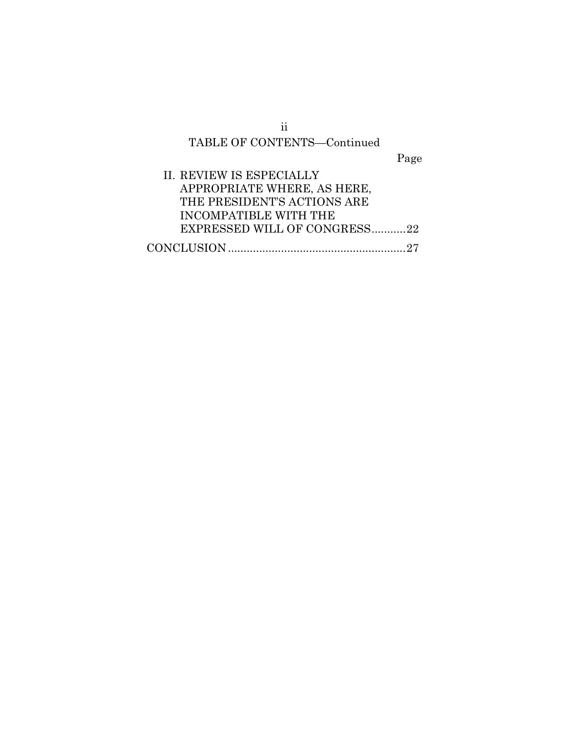## TABLE OF CONTENTS—Continued

| | Page |
|---|---|
| II. REVIEW IS ESPECIALLY APPROPRIATE WHERE, AS HERE, THE PRESIDENT'S ACTIONS ARE INCOMPATIBLE WITH THE EXPRESSED WILL OF CONGRESS | 22 |
| CONCLUSION | 27 |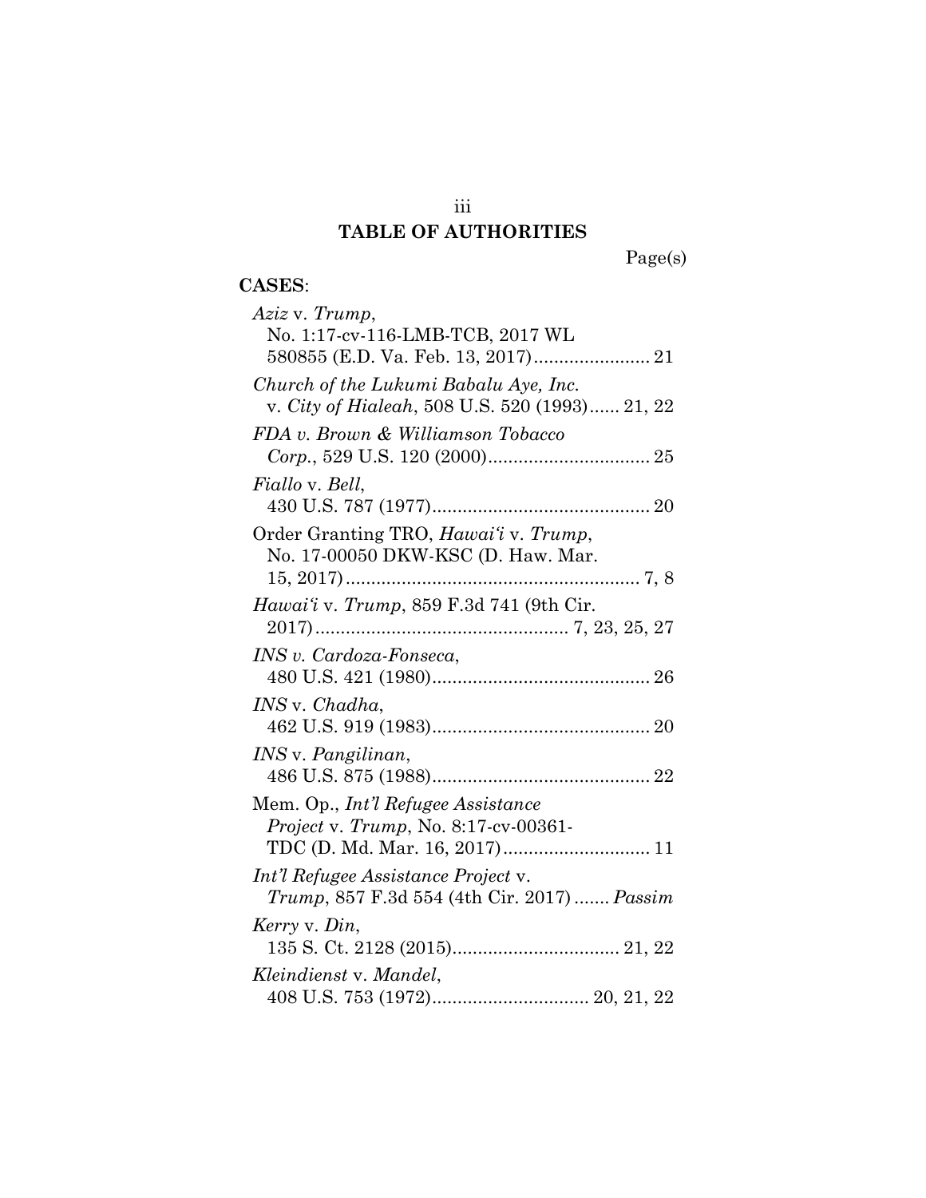# TABLE OF AUTHORITIES

Page(s)

**CASES**:

*Aziz* v. *Trump*,
No. 1:17-cv-116-LMB-TCB, 2017 WL 580855 (E.D. Va. Feb. 13, 2017) ....................... 21

*Church of the Lukumi Babalu Aye, Inc.* v. *City of Hialeah*, 508 U.S. 520 (1993) ...... 21, 22

*FDA v. Brown & Williamson Tobacco Corp.*, 529 U.S. 120 (2000) ................................ 25

*Fiallo* v. *Bell*,
430 U.S. 787 (1977) ........................................... 20

Order Granting TRO, *Hawai'i* v. *Trump*,
No. 17-00050 DKW-KSC (D. Haw. Mar. 15, 2017) .......................................................... 7, 8

*Hawai'i* v. *Trump*, 859 F.3d 741 (9th Cir. 2017) ................................................. 7, 23, 25, 27

*INS v. Cardoza-Fonseca*,
480 U.S. 421 (1980) ........................................... 26

*INS* v. *Chadha*,
462 U.S. 919 (1983) ........................................... 20

*INS* v. *Pangilinan*,
486 U.S. 875 (1988) ........................................... 22

Mem. Op., *Int'l Refugee Assistance Project* v. *Trump*, No. 8:17-cv-00361-TDC (D. Md. Mar. 16, 2017) ............................. 11

*Int'l Refugee Assistance Project* v. *Trump*, 857 F.3d 554 (4th Cir. 2017) ....... *Passim*

*Kerry* v. *Din*,
135 S. Ct. 2128 (2015) ................................. 21, 22

*Kleindienst* v. *Mandel*,
408 U.S. 753 (1972) ............................... 20, 21, 22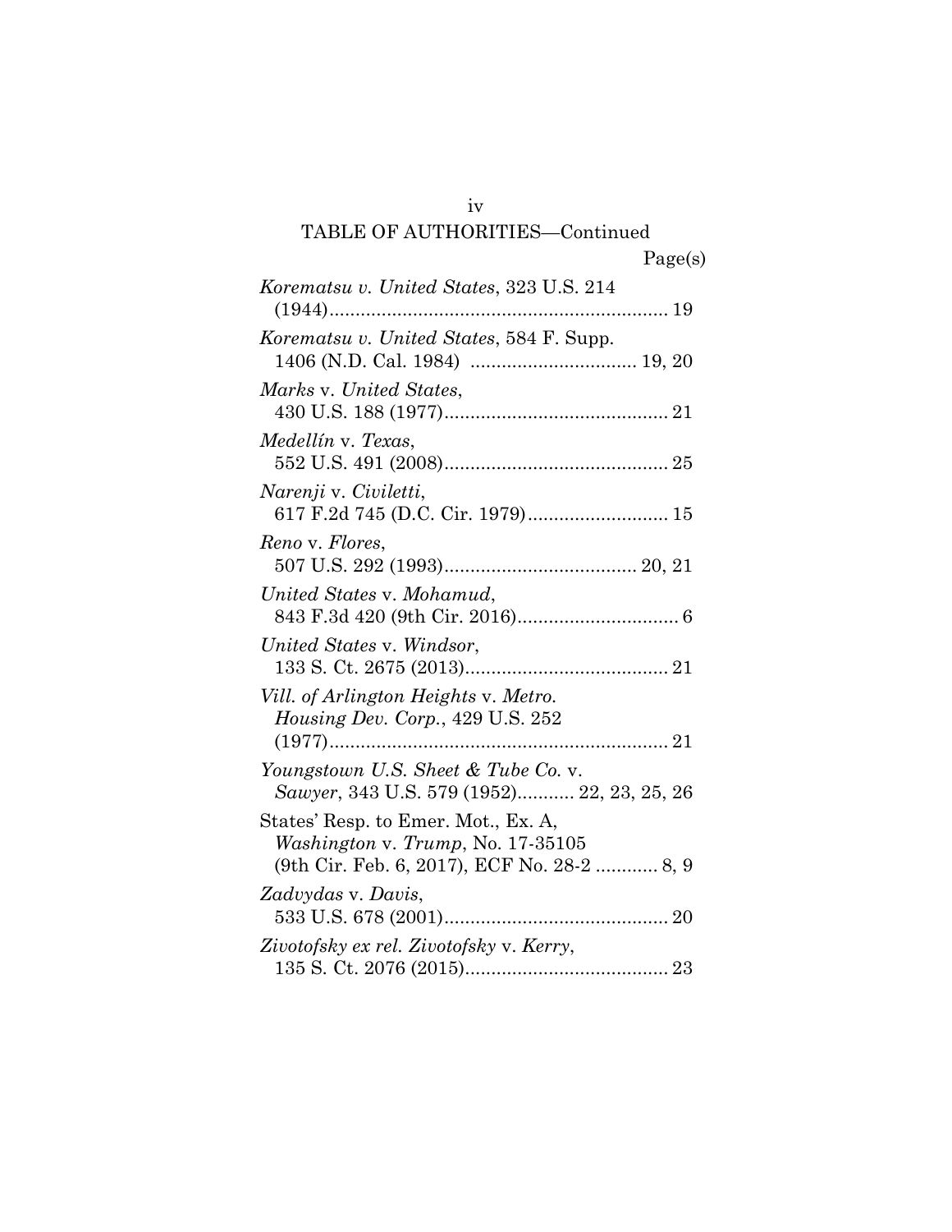## TABLE OF AUTHORITIES—Continued

Page(s)

*Korematsu v. United States*, 323 U.S. 214 (1944)................................................................. 19

*Korematsu v. United States*, 584 F. Supp. 1406 (N.D. Cal. 1984) ................................ 19, 20

*Marks* v. *United States*, 430 U.S. 188 (1977)........................................... 21

*Medellín* v. *Texas*, 552 U.S. 491 (2008)........................................... 25

*Narenji* v. *Civiletti*, 617 F.2d 745 (D.C. Cir. 1979)........................... 15

*Reno* v. *Flores*, 507 U.S. 292 (1993)..................................... 20, 21

*United States* v. *Mohamud*, 843 F.3d 420 (9th Cir. 2016)............................... 6

*United States* v. *Windsor*, 133 S. Ct. 2675 (2013)....................................... 21

*Vill. of Arlington Heights* v. *Metro. Housing Dev. Corp.*, 429 U.S. 252 (1977)................................................................. 21

*Youngstown U.S. Sheet & Tube Co.* v. *Sawyer*, 343 U.S. 579 (1952)........... 22, 23, 25, 26

States' Resp. to Emer. Mot., Ex. A, *Washington* v. *Trump*, No. 17-35105 (9th Cir. Feb. 6, 2017), ECF No. 28-2 ............ 8, 9

*Zadvydas* v. *Davis*, 533 U.S. 678 (2001)........................................... 20

*Zivotofsky ex rel. Zivotofsky* v. *Kerry*, 135 S. Ct. 2076 (2015)....................................... 23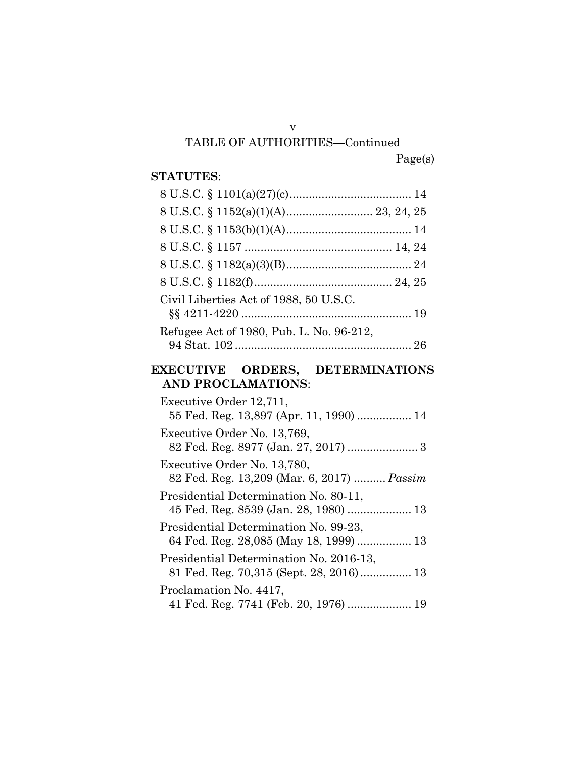TABLE OF AUTHORITIES—Continued

Page(s)

**STATUTES**:

8 U.S.C. § 1101(a)(27)(c) ..................................... 14

8 U.S.C. § 1152(a)(1)(A) .......................... 23, 24, 25

8 U.S.C. § 1153(b)(1)(A) ...................................... 14

8 U.S.C. § 1157 ............................................ 14, 24

8 U.S.C. § 1182(a)(3)(B) ...................................... 24

8 U.S.C. § 1182(f) .......................................... 24, 25

Civil Liberties Act of 1988, 50 U.S.C. §§ 4211-4220 ..................................................... 19

Refugee Act of 1980, Pub. L. No. 96-212, 94 Stat. 102 ....................................................... 26

**EXECUTIVE ORDERS, DETERMINATIONS AND PROCLAMATIONS**:

Executive Order 12,711, 55 Fed. Reg. 13,897 (Apr. 11, 1990) ................. 14

Executive Order No. 13,769, 82 Fed. Reg. 8977 (Jan. 27, 2017) ...................... 3

Executive Order No. 13,780, 82 Fed. Reg. 13,209 (Mar. 6, 2017) .......... *Passim*

Presidential Determination No. 80-11, 45 Fed. Reg. 8539 (Jan. 28, 1980) .................... 13

Presidential Determination No. 99-23, 64 Fed. Reg. 28,085 (May 18, 1999) ................. 13

Presidential Determination No. 2016-13, 81 Fed. Reg. 70,315 (Sept. 28, 2016) ................ 13

Proclamation No. 4417, 41 Fed. Reg. 7741 (Feb. 20, 1976) .................... 19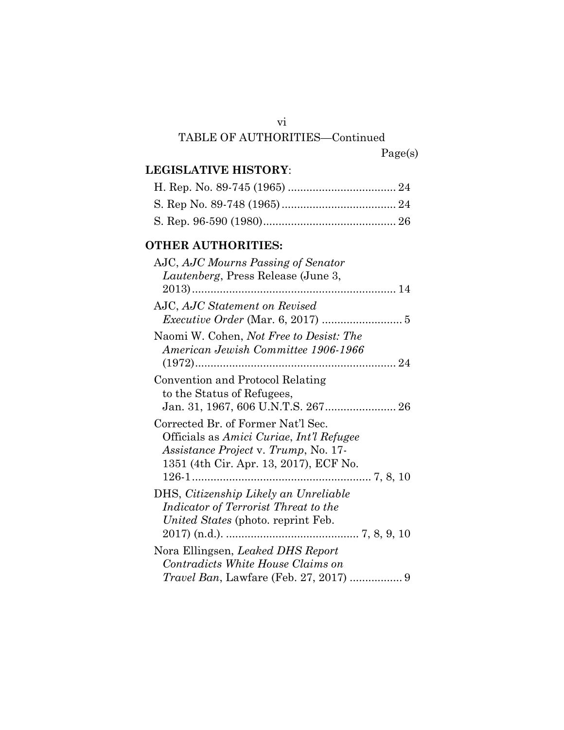TABLE OF AUTHORITIES—Continued

Page(s)

**LEGISLATIVE HISTORY**:

H. Rep. No. 89-745 (1965) .................................. 24

S. Rep No. 89-748 (1965) .................................... 24

S. Rep. 96-590 (1980) .......................................... 26

**OTHER AUTHORITIES:**

AJC, *AJC Mourns Passing of Senator Lautenberg*, Press Release (June 3, 2013) ................................................................ 14

AJC, *AJC Statement on Revised Executive Order* (Mar. 6, 2017) .......................... 5

Naomi W. Cohen, *Not Free to Desist: The American Jewish Committee 1906-1966* (1972) ................................................................ 24

Convention and Protocol Relating to the Status of Refugees, Jan. 31, 1967, 606 U.N.T.S. 267 ....................... 26

Corrected Br. of Former Nat'l Sec. Officials as *Amici Curiae*, *Int'l Refugee Assistance Project* v. *Trump*, No. 17-1351 (4th Cir. Apr. 13, 2017), ECF No. 126-1 ........................................................ 7, 8, 10

DHS, *Citizenship Likely an Unreliable Indicator of Terrorist Threat to the United States* (photo. reprint Feb. 2017) (n.d.). .......................................... 7, 8, 9, 10

Nora Ellingsen, *Leaked DHS Report Contradicts White House Claims on Travel Ban*, Lawfare (Feb. 27, 2017) ................. 9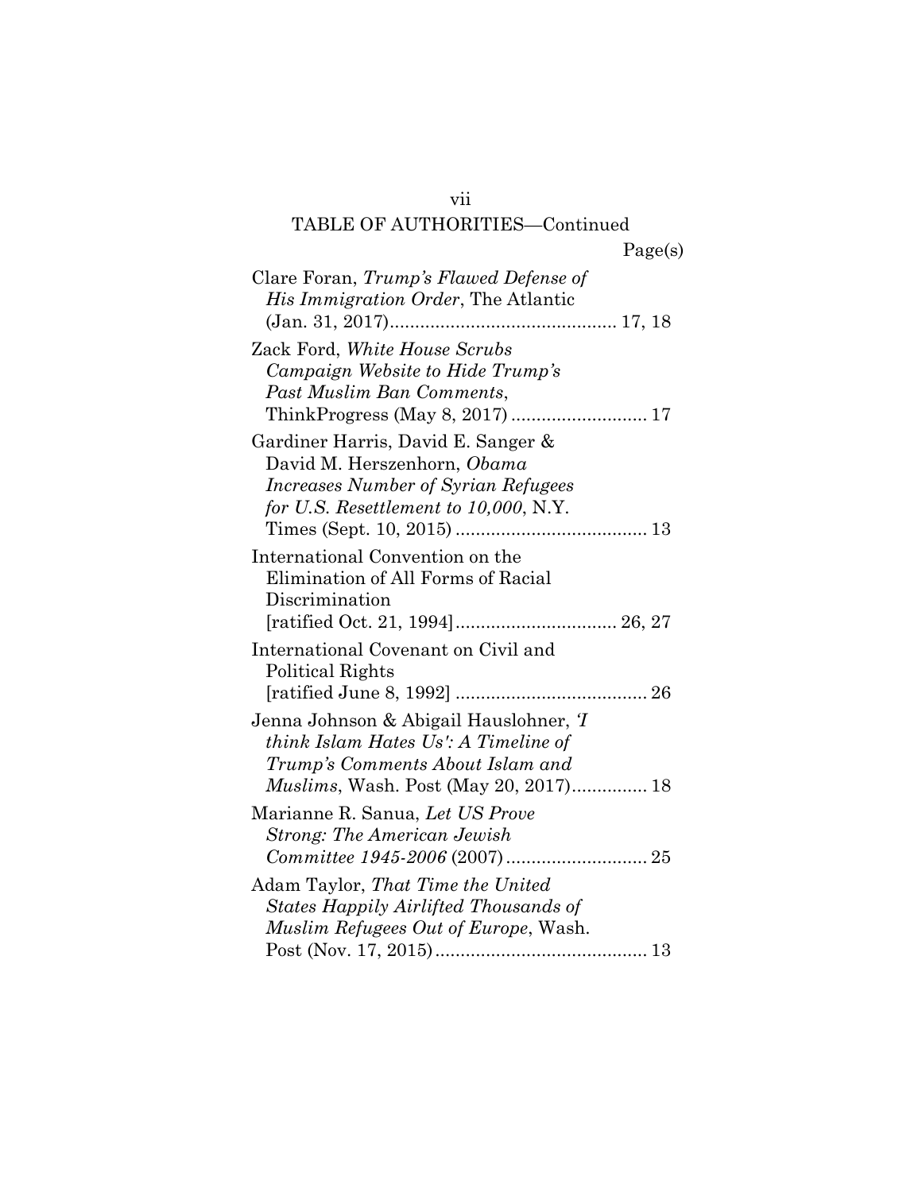TABLE OF AUTHORITIES—Continued

Page(s)

Clare Foran, *Trump's Flawed Defense of His Immigration Order*, The Atlantic (Jan. 31, 2017)............................................ 17, 18

Zack Ford, *White House Scrubs Campaign Website to Hide Trump's Past Muslim Ban Comments*, ThinkProgress (May 8, 2017) ........................... 17

Gardiner Harris, David E. Sanger & David M. Herszenhorn, *Obama Increases Number of Syrian Refugees for U.S. Resettlement to 10,000*, N.Y. Times (Sept. 10, 2015) ...................................... 13

International Convention on the Elimination of All Forms of Racial Discrimination [ratified Oct. 21, 1994]................................ 26, 27

International Covenant on Civil and Political Rights [ratified June 8, 1992] ...................................... 26

Jenna Johnson & Abigail Hauslohner, *'I think Islam Hates Us': A Timeline of Trump's Comments About Islam and Muslims*, Wash. Post (May 20, 2017)............... 18

Marianne R. Sanua, *Let US Prove Strong: The American Jewish Committee 1945-2006* (2007)............................ 25

Adam Taylor, *That Time the United States Happily Airlifted Thousands of Muslim Refugees Out of Europe*, Wash. Post (Nov. 17, 2015).......................................... 13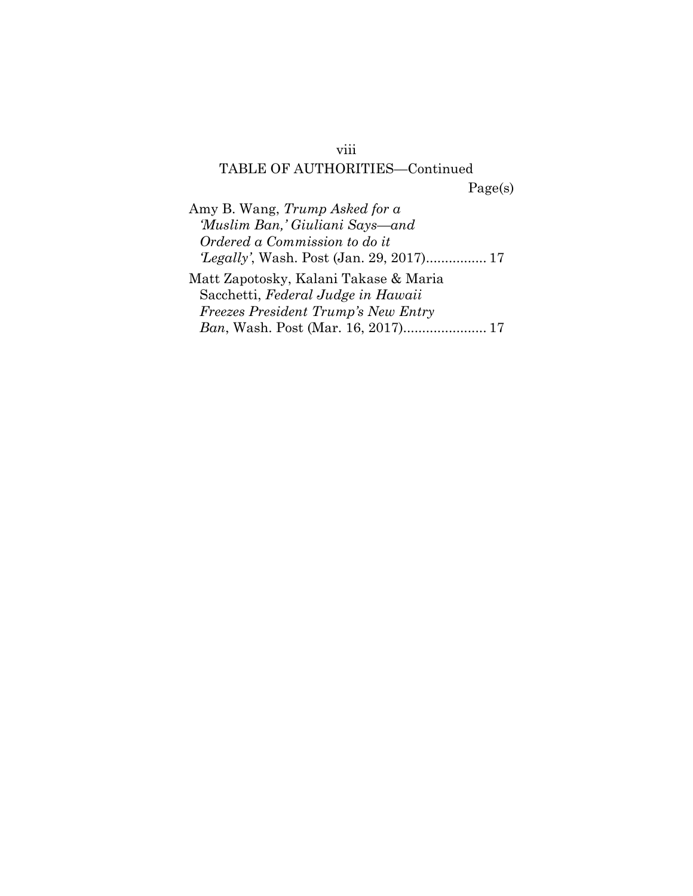TABLE OF AUTHORITIES—Continued

Page(s)

Amy B. Wang, *Trump Asked for a 'Muslim Ban,' Giuliani Says—and Ordered a Commission to do it 'Legally'*, Wash. Post (Jan. 29, 2017)................ 17

Matt Zapotosky, Kalani Takase & Maria Sacchetti, *Federal Judge in Hawaii Freezes President Trump's New Entry Ban*, Wash. Post (Mar. 16, 2017)...................... 17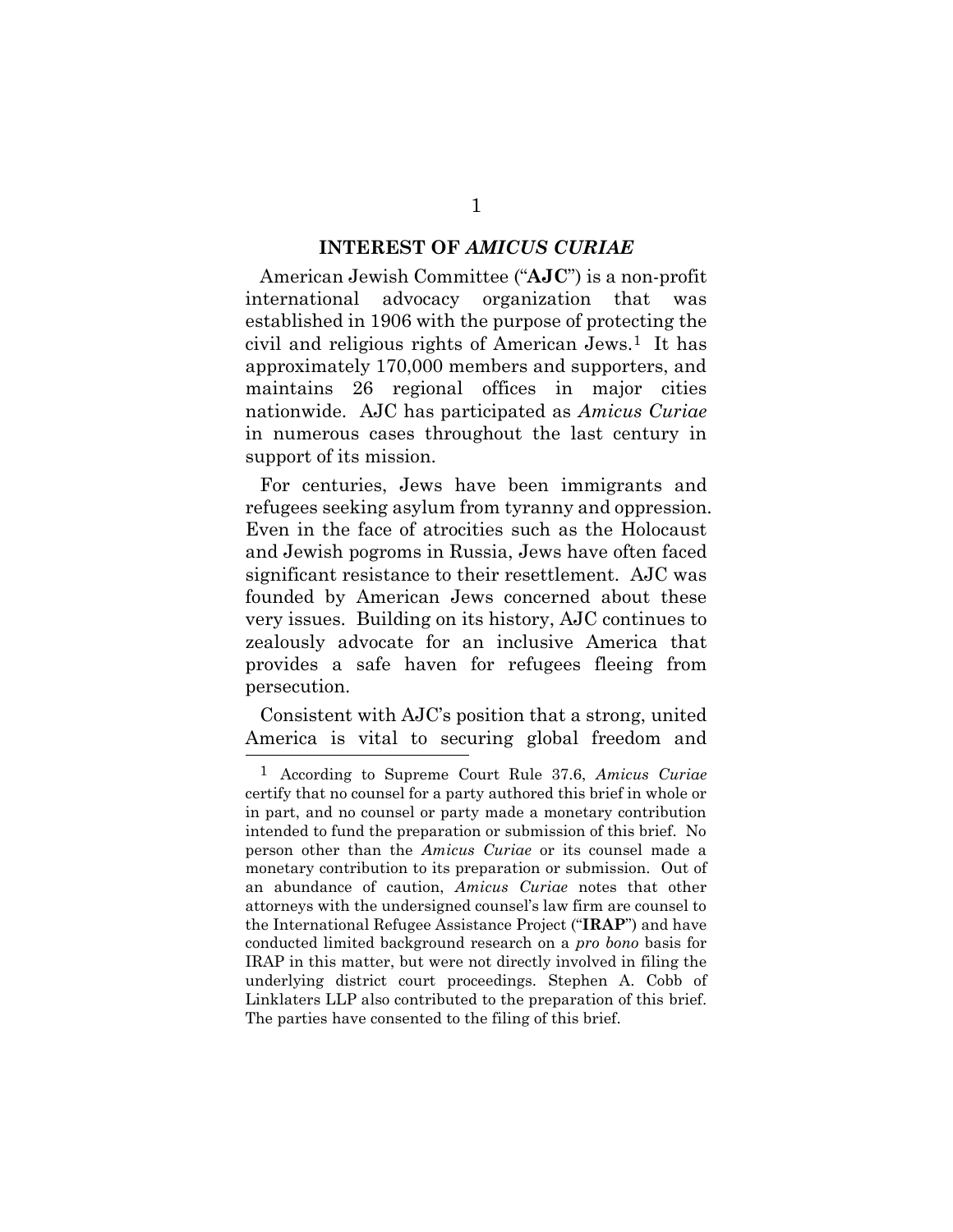## INTEREST OF *AMICUS CURIAE*

American Jewish Committee ("**AJC**") is a non-profit international advocacy organization that was established in 1906 with the purpose of protecting the civil and religious rights of American Jews.[1] It has approximately 170,000 members and supporters, and maintains 26 regional offices in major cities nationwide. AJC has participated as *Amicus Curiae* in numerous cases throughout the last century in support of its mission.

For centuries, Jews have been immigrants and refugees seeking asylum from tyranny and oppression. Even in the face of atrocities such as the Holocaust and Jewish pogroms in Russia, Jews have often faced significant resistance to their resettlement. AJC was founded by American Jews concerned about these very issues. Building on its history, AJC continues to zealously advocate for an inclusive America that provides a safe haven for refugees fleeing from persecution.

Consistent with AJC's position that a strong, united America is vital to securing global freedom and

---

[1] According to Supreme Court Rule 37.6, *Amicus Curiae* certify that no counsel for a party authored this brief in whole or in part, and no counsel or party made a monetary contribution intended to fund the preparation or submission of this brief. No person other than the *Amicus Curiae* or its counsel made a monetary contribution to its preparation or submission. Out of an abundance of caution, *Amicus Curiae* notes that other attorneys with the undersigned counsel's law firm are counsel to the International Refugee Assistance Project ("**IRAP**") and have conducted limited background research on a *pro bono* basis for IRAP in this matter, but were not directly involved in filing the underlying district court proceedings. Stephen A. Cobb of Linklaters LLP also contributed to the preparation of this brief. The parties have consented to the filing of this brief.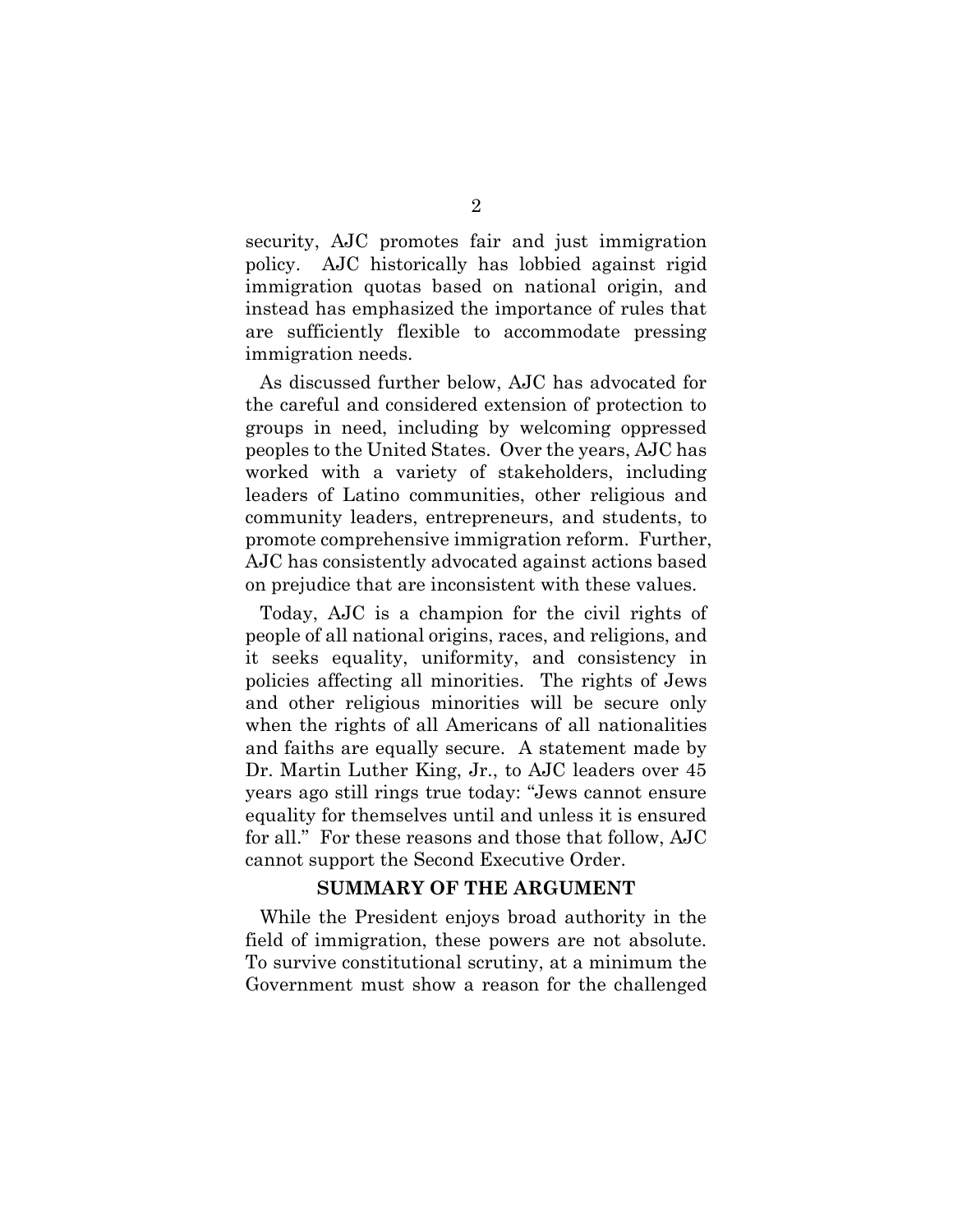security, AJC promotes fair and just immigration policy. AJC historically has lobbied against rigid immigration quotas based on national origin, and instead has emphasized the importance of rules that are sufficiently flexible to accommodate pressing immigration needs.

As discussed further below, AJC has advocated for the careful and considered extension of protection to groups in need, including by welcoming oppressed peoples to the United States. Over the years, AJC has worked with a variety of stakeholders, including leaders of Latino communities, other religious and community leaders, entrepreneurs, and students, to promote comprehensive immigration reform. Further, AJC has consistently advocated against actions based on prejudice that are inconsistent with these values.

Today, AJC is a champion for the civil rights of people of all national origins, races, and religions, and it seeks equality, uniformity, and consistency in policies affecting all minorities. The rights of Jews and other religious minorities will be secure only when the rights of all Americans of all nationalities and faiths are equally secure. A statement made by Dr. Martin Luther King, Jr., to AJC leaders over 45 years ago still rings true today: "Jews cannot ensure equality for themselves until and unless it is ensured for all." For these reasons and those that follow, AJC cannot support the Second Executive Order.

## SUMMARY OF THE ARGUMENT

While the President enjoys broad authority in the field of immigration, these powers are not absolute. To survive constitutional scrutiny, at a minimum the Government must show a reason for the challenged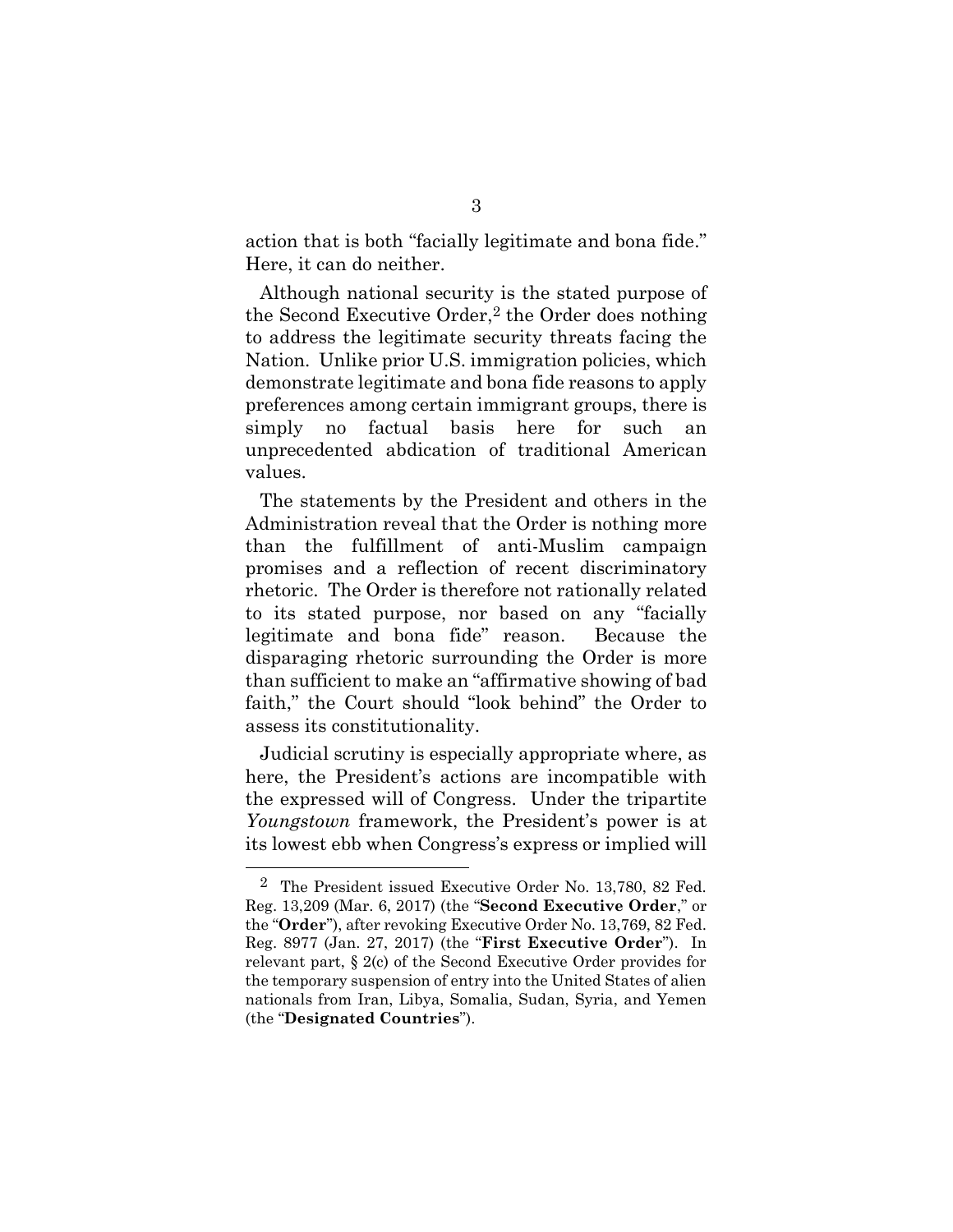action that is both "facially legitimate and bona fide." Here, it can do neither.

Although national security is the stated purpose of the Second Executive Order,[2] the Order does nothing to address the legitimate security threats facing the Nation. Unlike prior U.S. immigration policies, which demonstrate legitimate and bona fide reasons to apply preferences among certain immigrant groups, there is simply no factual basis here for such an unprecedented abdication of traditional American values.

The statements by the President and others in the Administration reveal that the Order is nothing more than the fulfillment of anti-Muslim campaign promises and a reflection of recent discriminatory rhetoric. The Order is therefore not rationally related to its stated purpose, nor based on any "facially legitimate and bona fide" reason. Because the disparaging rhetoric surrounding the Order is more than sufficient to make an "affirmative showing of bad faith," the Court should "look behind" the Order to assess its constitutionality.

Judicial scrutiny is especially appropriate where, as here, the President's actions are incompatible with the expressed will of Congress. Under the tripartite *Youngstown* framework, the President's power is at its lowest ebb when Congress's express or implied will

---

[2] The President issued Executive Order No. 13,780, 82 Fed. Reg. 13,209 (Mar. 6, 2017) (the "**Second Executive Order**," or the "**Order**"), after revoking Executive Order No. 13,769, 82 Fed. Reg. 8977 (Jan. 27, 2017) (the "**First Executive Order**"). In relevant part, § 2(c) of the Second Executive Order provides for the temporary suspension of entry into the United States of alien nationals from Iran, Libya, Somalia, Sudan, Syria, and Yemen (the "**Designated Countries**").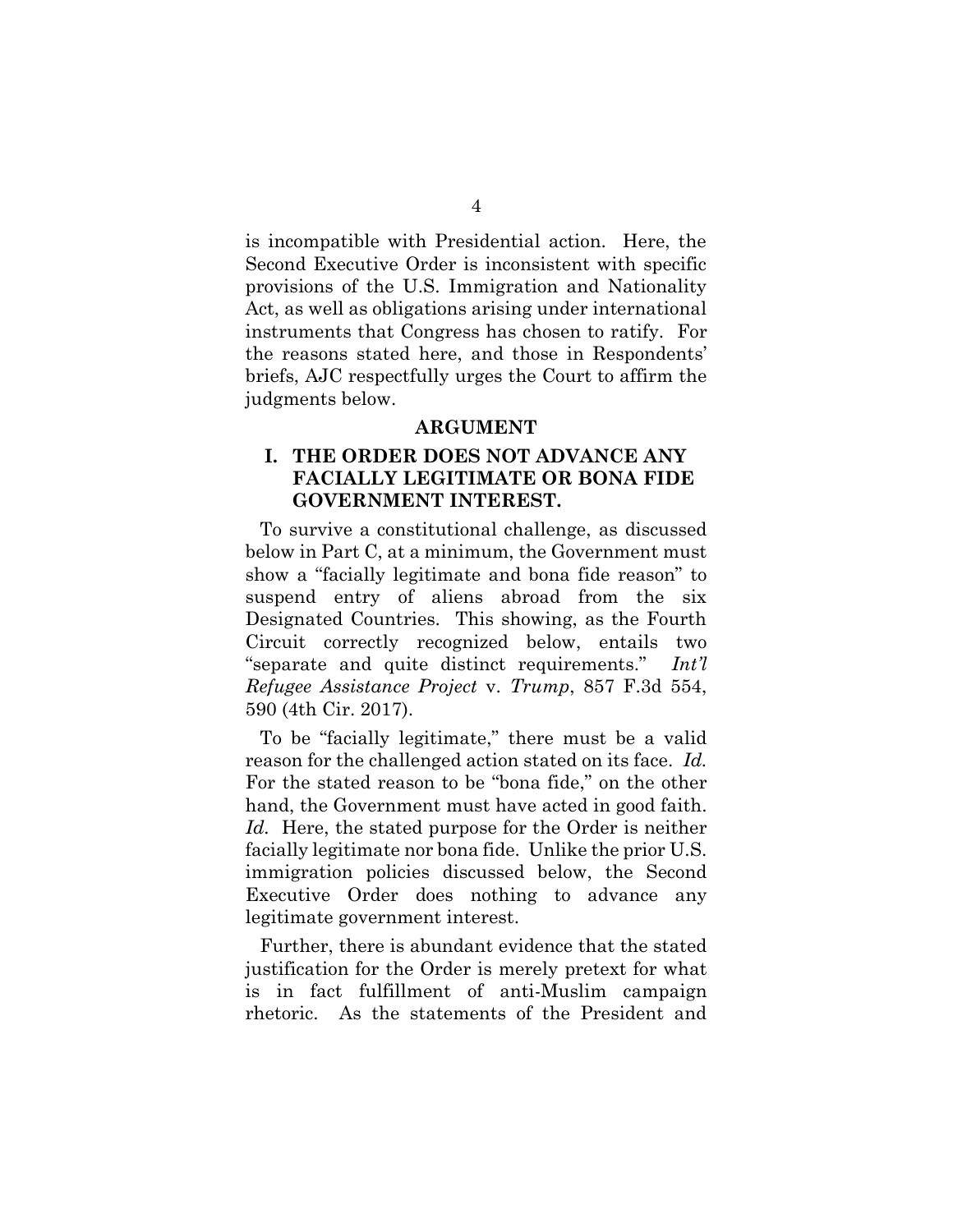is incompatible with Presidential action. Here, the Second Executive Order is inconsistent with specific provisions of the U.S. Immigration and Nationality Act, as well as obligations arising under international instruments that Congress has chosen to ratify. For the reasons stated here, and those in Respondents' briefs, AJC respectfully urges the Court to affirm the judgments below.

## ARGUMENT

### I. THE ORDER DOES NOT ADVANCE ANY FACIALLY LEGITIMATE OR BONA FIDE GOVERNMENT INTEREST.

To survive a constitutional challenge, as discussed below in Part C, at a minimum, the Government must show a "facially legitimate and bona fide reason" to suspend entry of aliens abroad from the six Designated Countries. This showing, as the Fourth Circuit correctly recognized below, entails two "separate and quite distinct requirements." *Int'l Refugee Assistance Project* v. *Trump*, 857 F.3d 554, 590 (4th Cir. 2017).

To be "facially legitimate," there must be a valid reason for the challenged action stated on its face. *Id.* For the stated reason to be "bona fide," on the other hand, the Government must have acted in good faith. *Id.* Here, the stated purpose for the Order is neither facially legitimate nor bona fide. Unlike the prior U.S. immigration policies discussed below, the Second Executive Order does nothing to advance any legitimate government interest.

Further, there is abundant evidence that the stated justification for the Order is merely pretext for what is in fact fulfillment of anti-Muslim campaign rhetoric. As the statements of the President and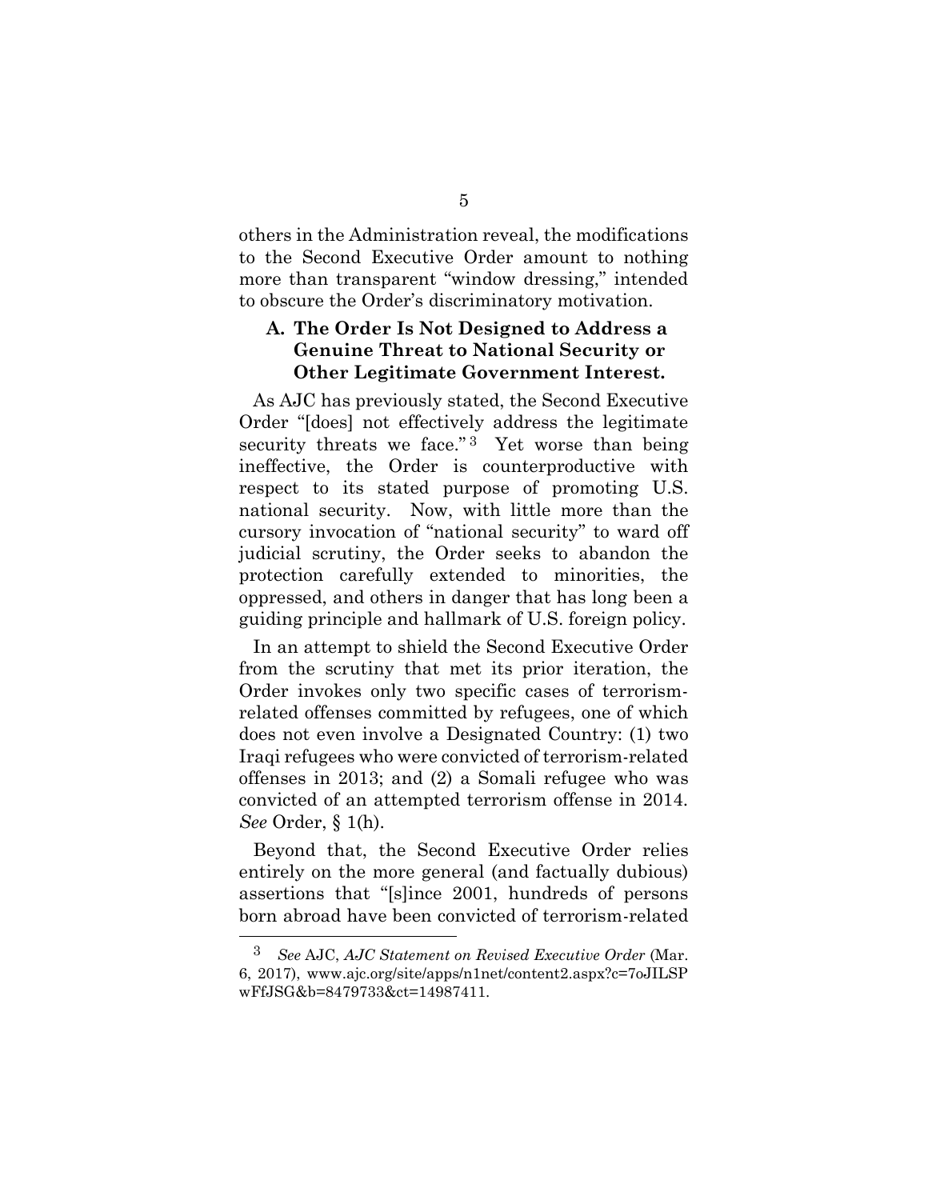others in the Administration reveal, the modifications to the Second Executive Order amount to nothing more than transparent "window dressing," intended to obscure the Order's discriminatory motivation.

### A. The Order Is Not Designed to Address a Genuine Threat to National Security or Other Legitimate Government Interest.

As AJC has previously stated, the Second Executive Order "[does] not effectively address the legitimate security threats we face."[3] Yet worse than being ineffective, the Order is counterproductive with respect to its stated purpose of promoting U.S. national security. Now, with little more than the cursory invocation of "national security" to ward off judicial scrutiny, the Order seeks to abandon the protection carefully extended to minorities, the oppressed, and others in danger that has long been a guiding principle and hallmark of U.S. foreign policy.

In an attempt to shield the Second Executive Order from the scrutiny that met its prior iteration, the Order invokes only two specific cases of terrorism-related offenses committed by refugees, one of which does not even involve a Designated Country: (1) two Iraqi refugees who were convicted of terrorism-related offenses in 2013; and (2) a Somali refugee who was convicted of an attempted terrorism offense in 2014. *See* Order, § 1(h).

Beyond that, the Second Executive Order relies entirely on the more general (and factually dubious) assertions that "[s]ince 2001, hundreds of persons born abroad have been convicted of terrorism-related

---

[3] *See* AJC, *AJC Statement on Revised Executive Order* (Mar. 6, 2017), www.ajc.org/site/apps/n1net/content2.aspx?c=7oJILSPwFfJSG&b=8479733&ct=14987411.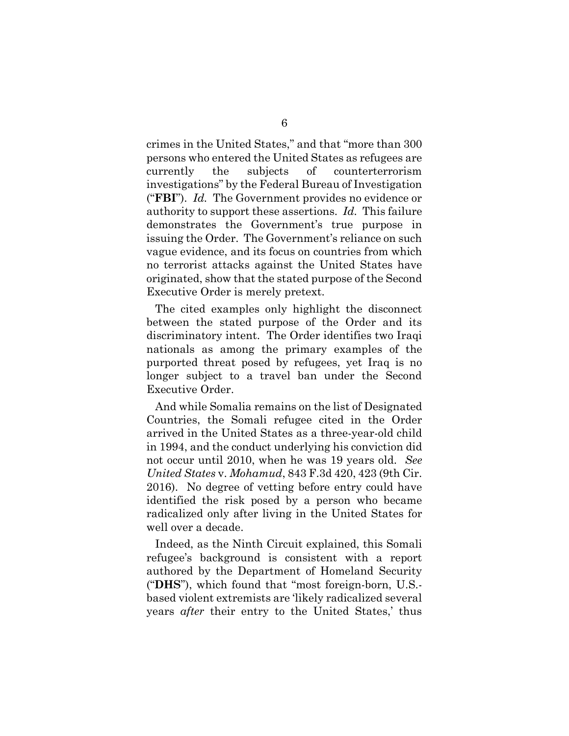crimes in the United States," and that "more than 300 persons who entered the United States as refugees are currently the subjects of counterterrorism investigations" by the Federal Bureau of Investigation ("**FBI**"). *Id.* The Government provides no evidence or authority to support these assertions. *Id.* This failure demonstrates the Government's true purpose in issuing the Order. The Government's reliance on such vague evidence, and its focus on countries from which no terrorist attacks against the United States have originated, show that the stated purpose of the Second Executive Order is merely pretext.

The cited examples only highlight the disconnect between the stated purpose of the Order and its discriminatory intent. The Order identifies two Iraqi nationals as among the primary examples of the purported threat posed by refugees, yet Iraq is no longer subject to a travel ban under the Second Executive Order.

And while Somalia remains on the list of Designated Countries, the Somali refugee cited in the Order arrived in the United States as a three-year-old child in 1994, and the conduct underlying his conviction did not occur until 2010, when he was 19 years old. *See United States* v. *Mohamud*, 843 F.3d 420, 423 (9th Cir. 2016). No degree of vetting before entry could have identified the risk posed by a person who became radicalized only after living in the United States for well over a decade.

Indeed, as the Ninth Circuit explained, this Somali refugee's background is consistent with a report authored by the Department of Homeland Security ("**DHS**"), which found that "most foreign-born, U.S.-based violent extremists are 'likely radicalized several years *after* their entry to the United States,' thus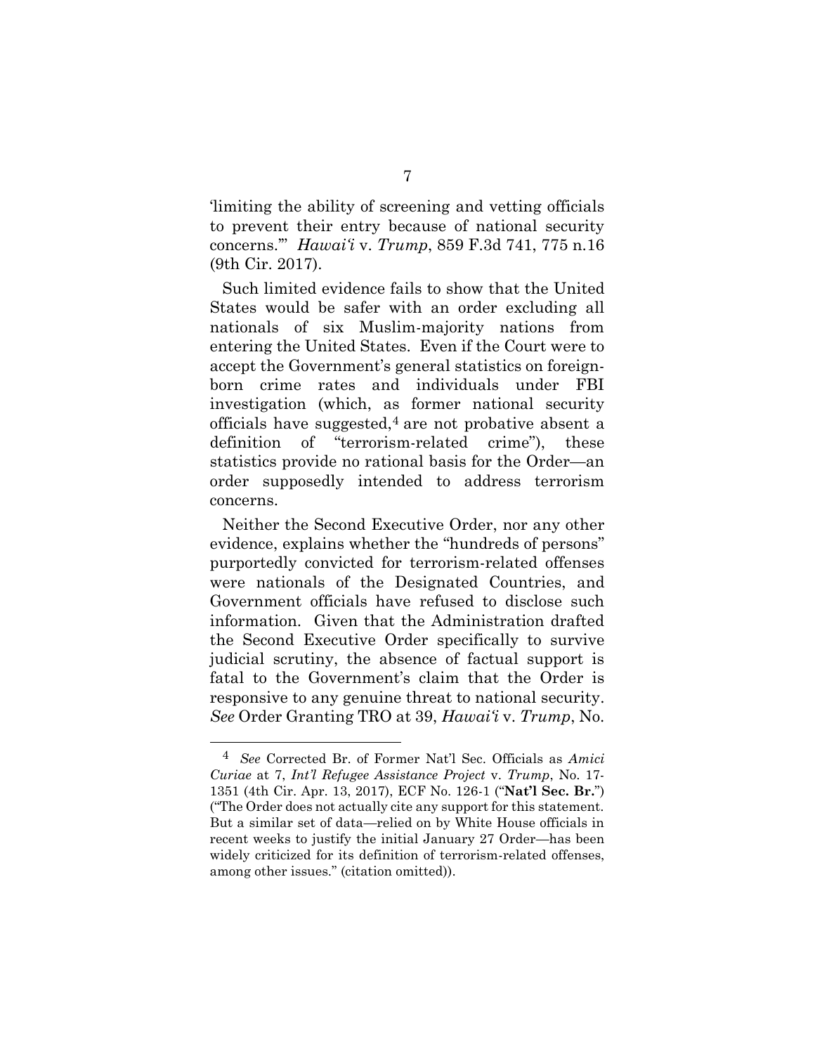'limiting the ability of screening and vetting officials to prevent their entry because of national security concerns.'" *Hawai'i* v. *Trump*, 859 F.3d 741, 775 n.16 (9th Cir. 2017).

Such limited evidence fails to show that the United States would be safer with an order excluding all nationals of six Muslim-majority nations from entering the United States. Even if the Court were to accept the Government's general statistics on foreign-born crime rates and individuals under FBI investigation (which, as former national security officials have suggested,[4] are not probative absent a definition of "terrorism-related crime"), these statistics provide no rational basis for the Order—an order supposedly intended to address terrorism concerns.

Neither the Second Executive Order, nor any other evidence, explains whether the "hundreds of persons" purportedly convicted for terrorism-related offenses were nationals of the Designated Countries, and Government officials have refused to disclose such information. Given that the Administration drafted the Second Executive Order specifically to survive judicial scrutiny, the absence of factual support is fatal to the Government's claim that the Order is responsive to any genuine threat to national security. *See* Order Granting TRO at 39, *Hawai'i* v. *Trump*, No.

---

[4] *See* Corrected Br. of Former Nat'l Sec. Officials as *Amici Curiae* at 7, *Int'l Refugee Assistance Project* v. *Trump*, No. 17-1351 (4th Cir. Apr. 13, 2017), ECF No. 126-1 ("**Nat'l Sec. Br.**") ("The Order does not actually cite any support for this statement. But a similar set of data—relied on by White House officials in recent weeks to justify the initial January 27 Order—has been widely criticized for its definition of terrorism-related offenses, among other issues." (citation omitted)).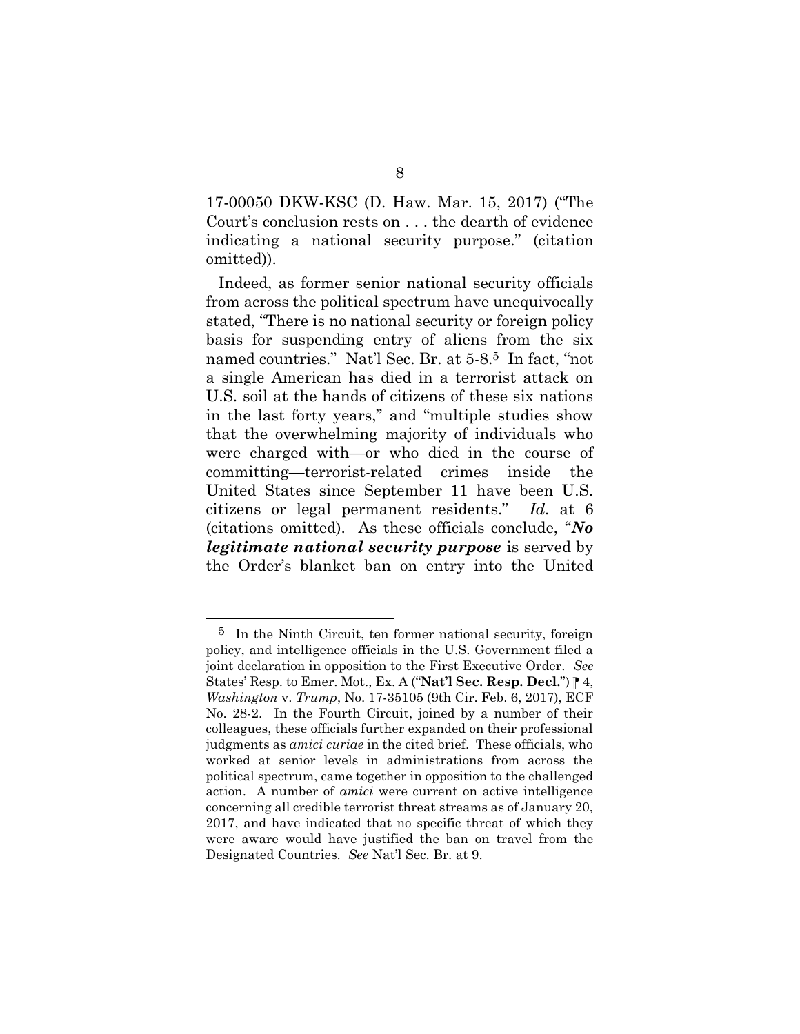17-00050 DKW-KSC (D. Haw. Mar. 15, 2017) ("The Court's conclusion rests on . . . the dearth of evidence indicating a national security purpose." (citation omitted)).

Indeed, as former senior national security officials from across the political spectrum have unequivocally stated, "There is no national security or foreign policy basis for suspending entry of aliens from the six named countries." Nat'l Sec. Br. at 5-8.[5] In fact, "not a single American has died in a terrorist attack on U.S. soil at the hands of citizens of these six nations in the last forty years," and "multiple studies show that the overwhelming majority of individuals who were charged with—or who died in the course of committing—terrorist-related crimes inside the United States since September 11 have been U.S. citizens or legal permanent residents." *Id.* at 6 (citations omitted). As these officials conclude, "***No legitimate national security purpose*** is served by the Order's blanket ban on entry into the United

---

[5] In the Ninth Circuit, ten former national security, foreign policy, and intelligence officials in the U.S. Government filed a joint declaration in opposition to the First Executive Order. *See* States' Resp. to Emer. Mot., Ex. A ("**Nat'l Sec. Resp. Decl.**") ⁋ 4, *Washington* v. *Trump*, No. 17-35105 (9th Cir. Feb. 6, 2017), ECF No. 28-2. In the Fourth Circuit, joined by a number of their colleagues, these officials further expanded on their professional judgments as *amici curiae* in the cited brief. These officials, who worked at senior levels in administrations from across the political spectrum, came together in opposition to the challenged action. A number of *amici* were current on active intelligence concerning all credible terrorist threat streams as of January 20, 2017, and have indicated that no specific threat of which they were aware would have justified the ban on travel from the Designated Countries. *See* Nat'l Sec. Br. at 9.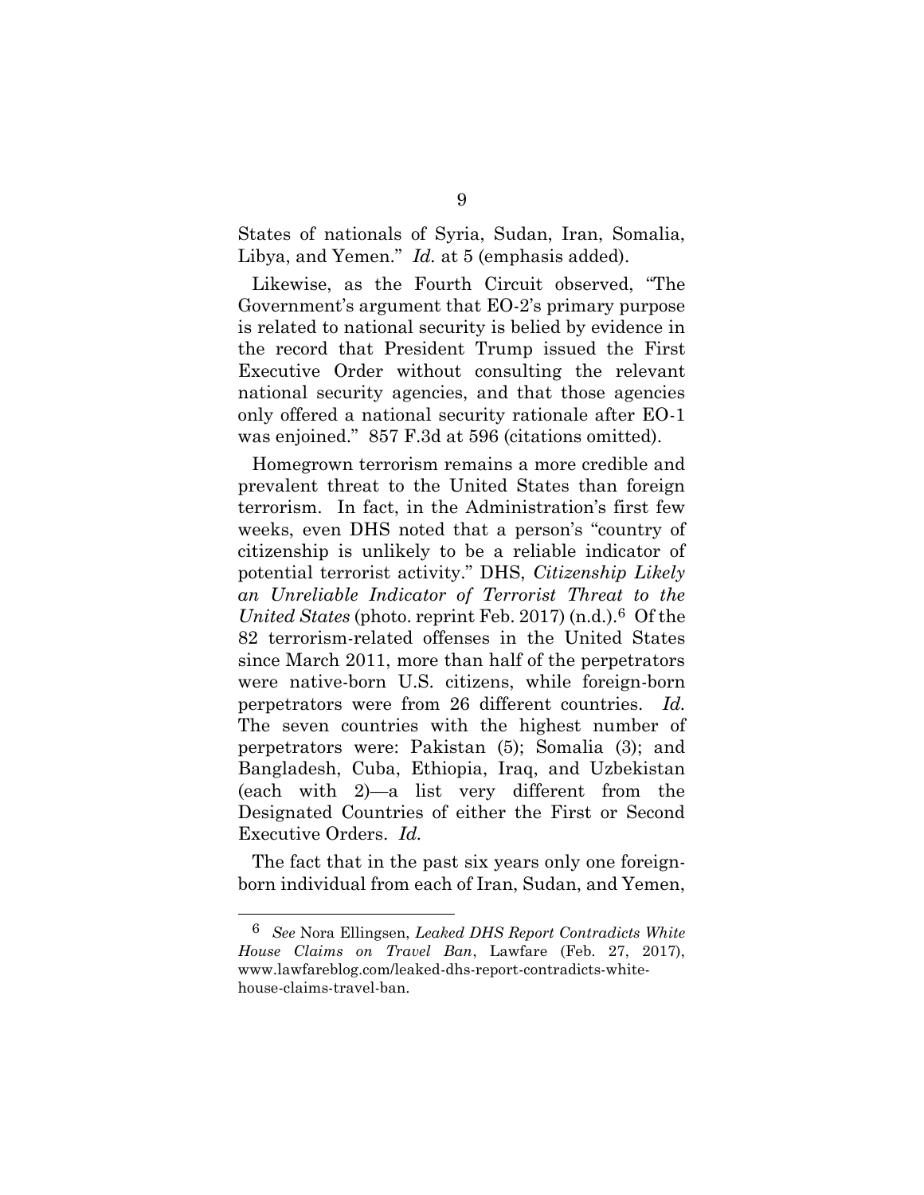States of nationals of Syria, Sudan, Iran, Somalia, Libya, and Yemen." *Id.* at 5 (emphasis added).

Likewise, as the Fourth Circuit observed, "The Government's argument that EO-2's primary purpose is related to national security is belied by evidence in the record that President Trump issued the First Executive Order without consulting the relevant national security agencies, and that those agencies only offered a national security rationale after EO-1 was enjoined." 857 F.3d at 596 (citations omitted).

Homegrown terrorism remains a more credible and prevalent threat to the United States than foreign terrorism. In fact, in the Administration's first few weeks, even DHS noted that a person's "country of citizenship is unlikely to be a reliable indicator of potential terrorist activity." DHS, *Citizenship Likely an Unreliable Indicator of Terrorist Threat to the United States* (photo. reprint Feb. 2017) (n.d.).[6] Of the 82 terrorism-related offenses in the United States since March 2011, more than half of the perpetrators were native-born U.S. citizens, while foreign-born perpetrators were from 26 different countries. *Id.* The seven countries with the highest number of perpetrators were: Pakistan (5); Somalia (3); and Bangladesh, Cuba, Ethiopia, Iraq, and Uzbekistan (each with 2)—a list very different from the Designated Countries of either the First or Second Executive Orders. *Id.*

The fact that in the past six years only one foreign-born individual from each of Iran, Sudan, and Yemen,

---

[6] *See* Nora Ellingsen, *Leaked DHS Report Contradicts White House Claims on Travel Ban*, Lawfare (Feb. 27, 2017), www.lawfareblog.com/leaked-dhs-report-contradicts-white-house-claims-travel-ban.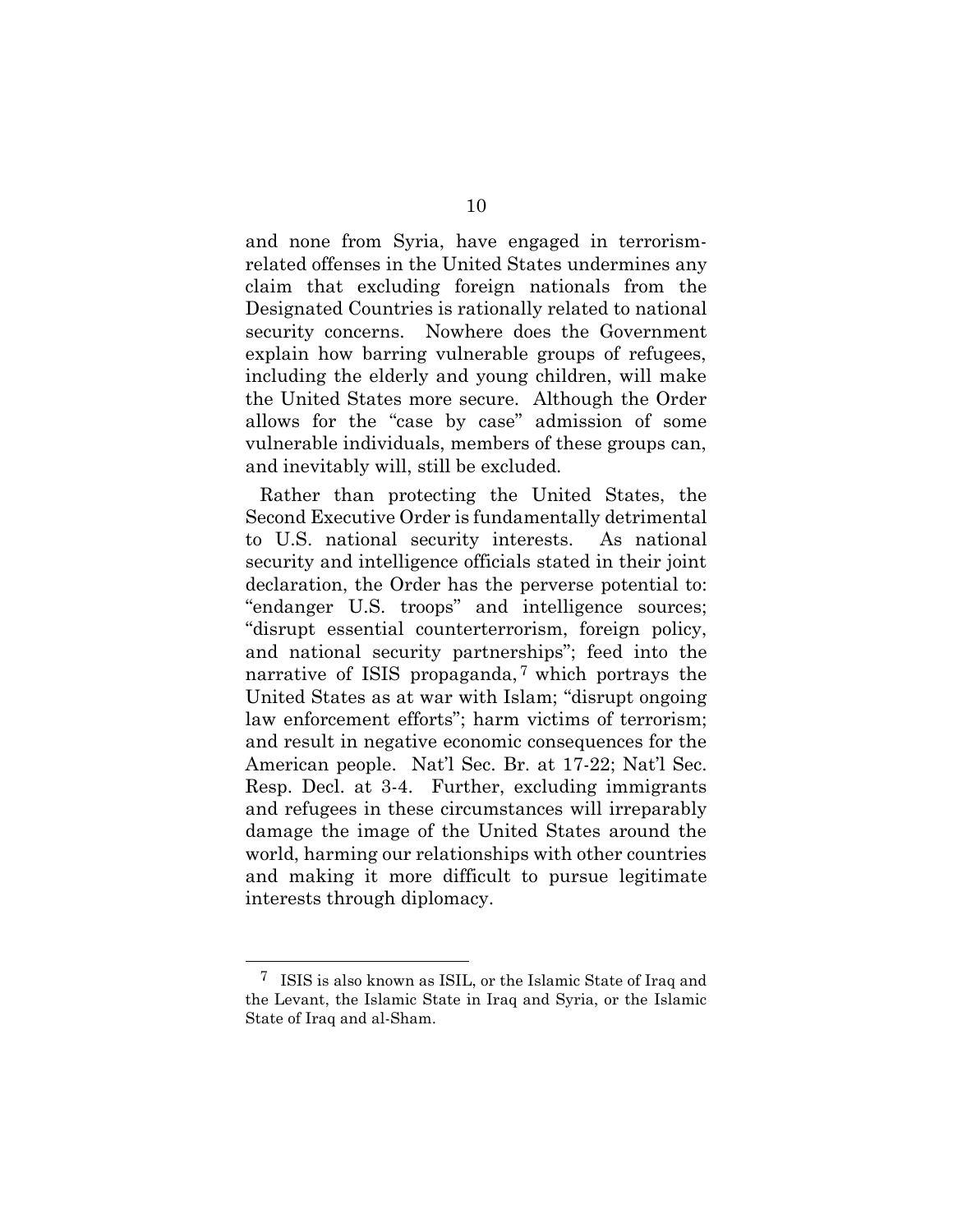and none from Syria, have engaged in terrorism-related offenses in the United States undermines any claim that excluding foreign nationals from the Designated Countries is rationally related to national security concerns. Nowhere does the Government explain how barring vulnerable groups of refugees, including the elderly and young children, will make the United States more secure. Although the Order allows for the "case by case" admission of some vulnerable individuals, members of these groups can, and inevitably will, still be excluded.

Rather than protecting the United States, the Second Executive Order is fundamentally detrimental to U.S. national security interests. As national security and intelligence officials stated in their joint declaration, the Order has the perverse potential to: "endanger U.S. troops" and intelligence sources; "disrupt essential counterterrorism, foreign policy, and national security partnerships"; feed into the narrative of ISIS propaganda,[7] which portrays the United States as at war with Islam; "disrupt ongoing law enforcement efforts"; harm victims of terrorism; and result in negative economic consequences for the American people. Nat'l Sec. Br. at 17-22; Nat'l Sec. Resp. Decl. at 3-4. Further, excluding immigrants and refugees in these circumstances will irreparably damage the image of the United States around the world, harming our relationships with other countries and making it more difficult to pursue legitimate interests through diplomacy.

---

[7] ISIS is also known as ISIL, or the Islamic State of Iraq and the Levant, the Islamic State in Iraq and Syria, or the Islamic State of Iraq and al-Sham.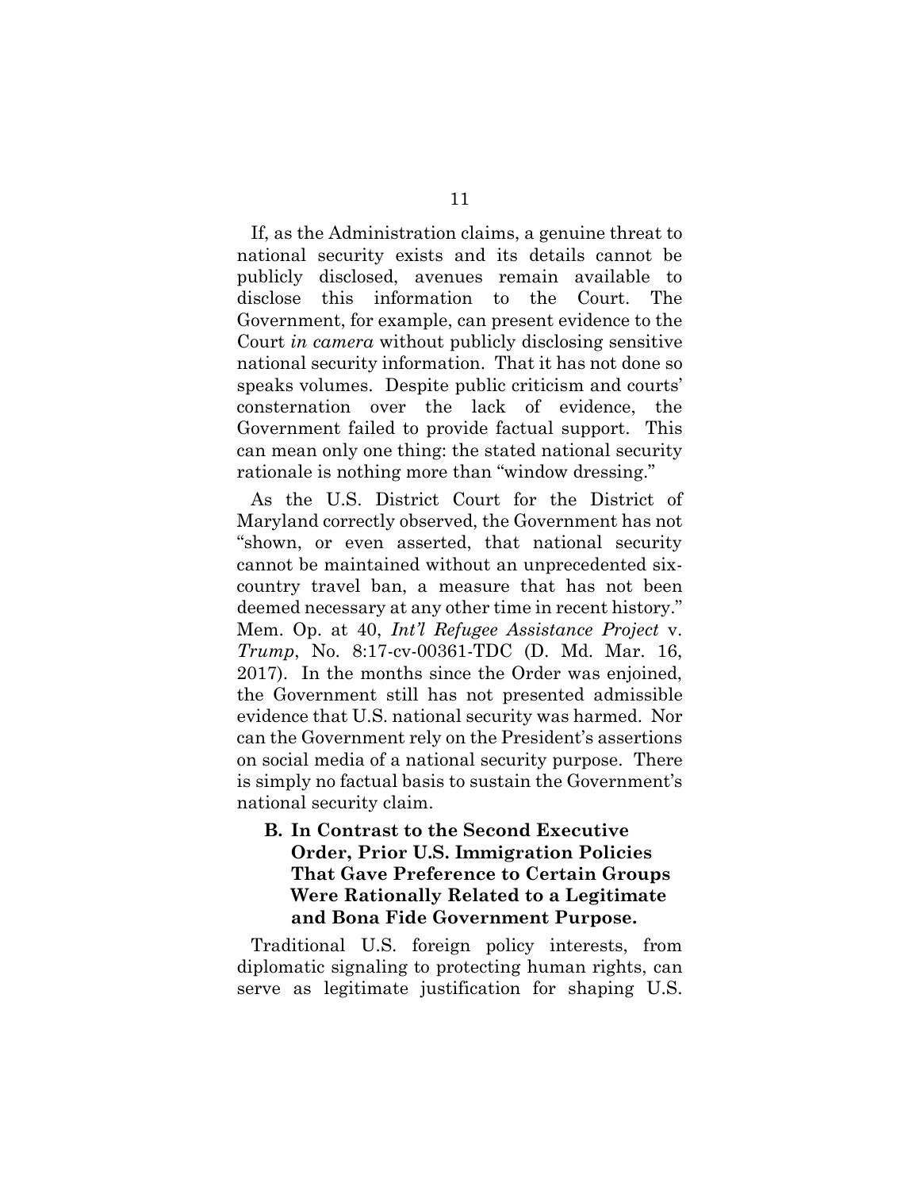If, as the Administration claims, a genuine threat to national security exists and its details cannot be publicly disclosed, avenues remain available to disclose this information to the Court. The Government, for example, can present evidence to the Court *in camera* without publicly disclosing sensitive national security information. That it has not done so speaks volumes. Despite public criticism and courts' consternation over the lack of evidence, the Government failed to provide factual support. This can mean only one thing: the stated national security rationale is nothing more than "window dressing."

As the U.S. District Court for the District of Maryland correctly observed, the Government has not "shown, or even asserted, that national security cannot be maintained without an unprecedented six-country travel ban, a measure that has not been deemed necessary at any other time in recent history." Mem. Op. at 40, *Int'l Refugee Assistance Project* v. *Trump*, No. 8:17-cv-00361-TDC (D. Md. Mar. 16, 2017). In the months since the Order was enjoined, the Government still has not presented admissible evidence that U.S. national security was harmed. Nor can the Government rely on the President's assertions on social media of a national security purpose. There is simply no factual basis to sustain the Government's national security claim.

### B. In Contrast to the Second Executive Order, Prior U.S. Immigration Policies That Gave Preference to Certain Groups Were Rationally Related to a Legitimate and Bona Fide Government Purpose.

Traditional U.S. foreign policy interests, from diplomatic signaling to protecting human rights, can serve as legitimate justification for shaping U.S.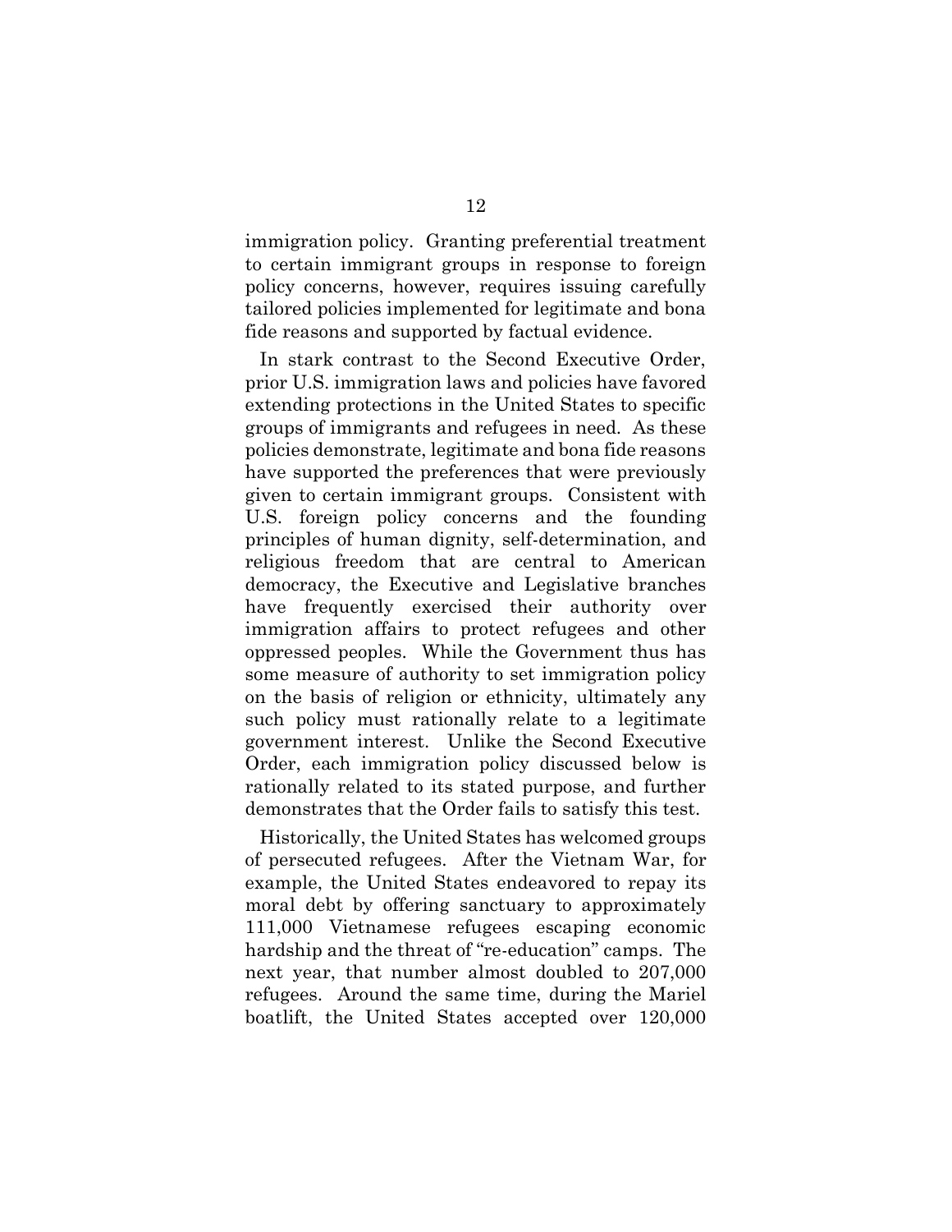immigration policy. Granting preferential treatment to certain immigrant groups in response to foreign policy concerns, however, requires issuing carefully tailored policies implemented for legitimate and bona fide reasons and supported by factual evidence.

In stark contrast to the Second Executive Order, prior U.S. immigration laws and policies have favored extending protections in the United States to specific groups of immigrants and refugees in need. As these policies demonstrate, legitimate and bona fide reasons have supported the preferences that were previously given to certain immigrant groups. Consistent with U.S. foreign policy concerns and the founding principles of human dignity, self-determination, and religious freedom that are central to American democracy, the Executive and Legislative branches have frequently exercised their authority over immigration affairs to protect refugees and other oppressed peoples. While the Government thus has some measure of authority to set immigration policy on the basis of religion or ethnicity, ultimately any such policy must rationally relate to a legitimate government interest. Unlike the Second Executive Order, each immigration policy discussed below is rationally related to its stated purpose, and further demonstrates that the Order fails to satisfy this test.

Historically, the United States has welcomed groups of persecuted refugees. After the Vietnam War, for example, the United States endeavored to repay its moral debt by offering sanctuary to approximately 111,000 Vietnamese refugees escaping economic hardship and the threat of "re-education" camps. The next year, that number almost doubled to 207,000 refugees. Around the same time, during the Mariel boatlift, the United States accepted over 120,000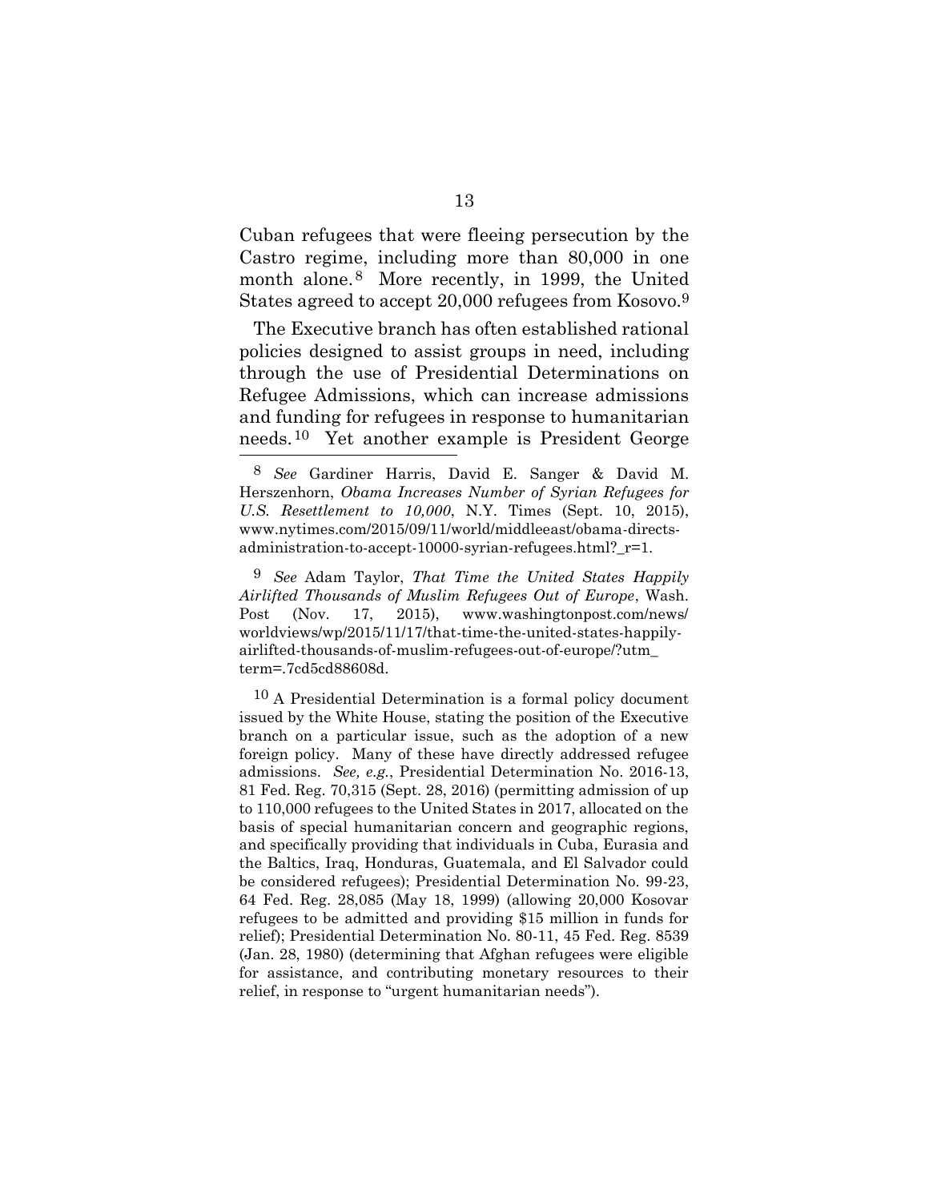Cuban refugees that were fleeing persecution by the Castro regime, including more than 80,000 in one month alone.[8] More recently, in 1999, the United States agreed to accept 20,000 refugees from Kosovo.[9]

The Executive branch has often established rational policies designed to assist groups in need, including through the use of Presidential Determinations on Refugee Admissions, which can increase admissions and funding for refugees in response to humanitarian needs.[10] Yet another example is President George

---

[8] *See* Gardiner Harris, David E. Sanger & David M. Herszenhorn, *Obama Increases Number of Syrian Refugees for U.S. Resettlement to 10,000*, N.Y. Times (Sept. 10, 2015), www.nytimes.com/2015/09/11/world/middleeast/obama-directs-administration-to-accept-10000-syrian-refugees.html?_r=1.

[9] *See* Adam Taylor, *That Time the United States Happily Airlifted Thousands of Muslim Refugees Out of Europe*, Wash. Post (Nov. 17, 2015), www.washingtonpost.com/news/worldviews/wp/2015/11/17/that-time-the-united-states-happily-airlifted-thousands-of-muslim-refugees-out-of-europe/?utm_term=.7cd5cd88608d.

[10] A Presidential Determination is a formal policy document issued by the White House, stating the position of the Executive branch on a particular issue, such as the adoption of a new foreign policy. Many of these have directly addressed refugee admissions. *See, e.g.*, Presidential Determination No. 2016-13, 81 Fed. Reg. 70,315 (Sept. 28, 2016) (permitting admission of up to 110,000 refugees to the United States in 2017, allocated on the basis of special humanitarian concern and geographic regions, and specifically providing that individuals in Cuba, Eurasia and the Baltics, Iraq, Honduras, Guatemala, and El Salvador could be considered refugees); Presidential Determination No. 99-23, 64 Fed. Reg. 28,085 (May 18, 1999) (allowing 20,000 Kosovar refugees to be admitted and providing $15 million in funds for relief); Presidential Determination No. 80-11, 45 Fed. Reg. 8539 (Jan. 28, 1980) (determining that Afghan refugees were eligible for assistance, and contributing monetary resources to their relief, in response to "urgent humanitarian needs").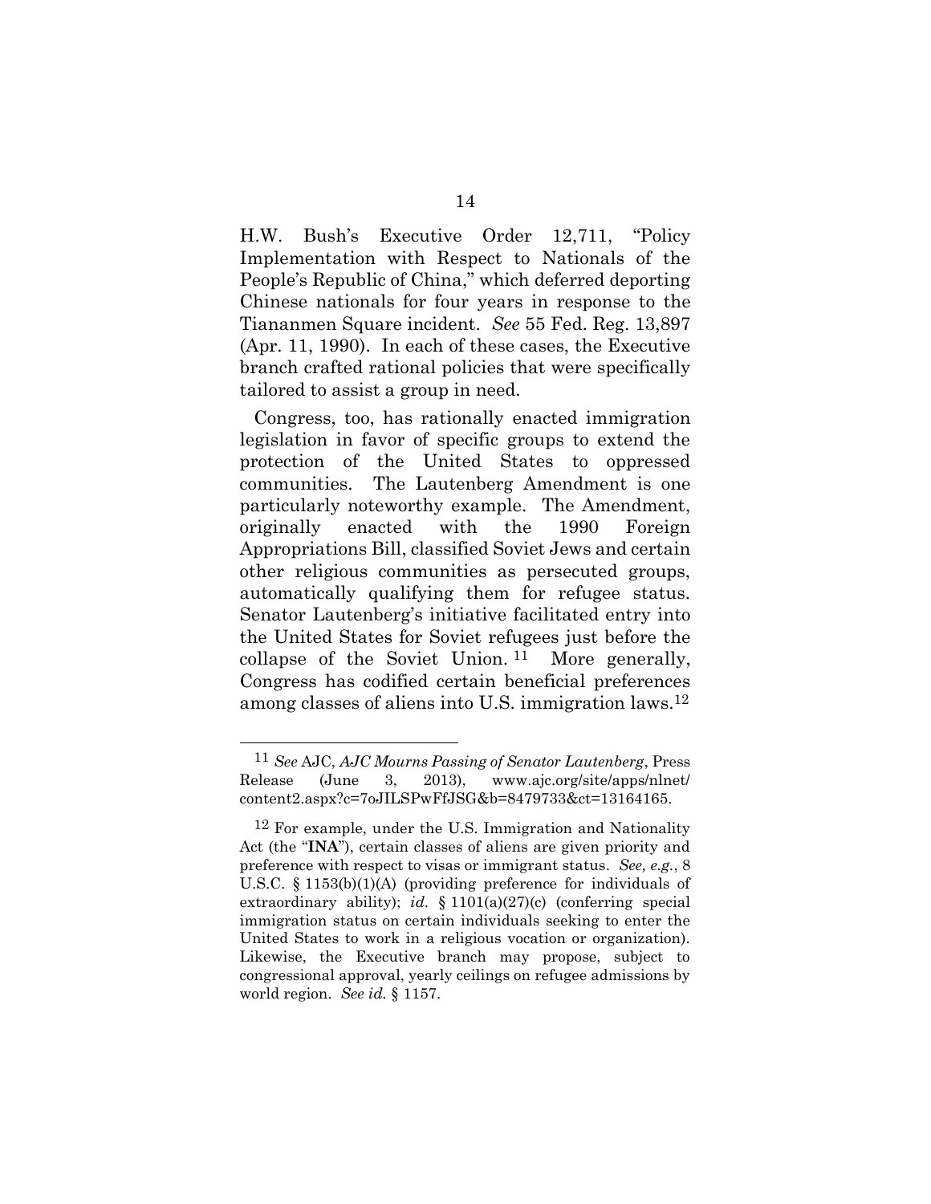H.W. Bush's Executive Order 12,711, "Policy Implementation with Respect to Nationals of the People's Republic of China," which deferred deporting Chinese nationals for four years in response to the Tiananmen Square incident. *See* 55 Fed. Reg. 13,897 (Apr. 11, 1990). In each of these cases, the Executive branch crafted rational policies that were specifically tailored to assist a group in need.

Congress, too, has rationally enacted immigration legislation in favor of specific groups to extend the protection of the United States to oppressed communities. The Lautenberg Amendment is one particularly noteworthy example. The Amendment, originally enacted with the 1990 Foreign Appropriations Bill, classified Soviet Jews and certain other religious communities as persecuted groups, automatically qualifying them for refugee status. Senator Lautenberg's initiative facilitated entry into the United States for Soviet refugees just before the collapse of the Soviet Union.[11] More generally, Congress has codified certain beneficial preferences among classes of aliens into U.S. immigration laws.[12]

---

[11] *See* AJC, *AJC Mourns Passing of Senator Lautenberg*, Press Release (June 3, 2013), www.ajc.org/site/apps/nlnet/content2.aspx?c=7oJILSPwFfJSG&b=8479733&ct=13164165.

[12] For example, under the U.S. Immigration and Nationality Act (the "**INA**"), certain classes of aliens are given priority and preference with respect to visas or immigrant status. *See, e.g.*, 8 U.S.C. § 1153(b)(1)(A) (providing preference for individuals of extraordinary ability); *id.* § 1101(a)(27)(c) (conferring special immigration status on certain individuals seeking to enter the United States to work in a religious vocation or organization). Likewise, the Executive branch may propose, subject to congressional approval, yearly ceilings on refugee admissions by world region. *See id.* § 1157.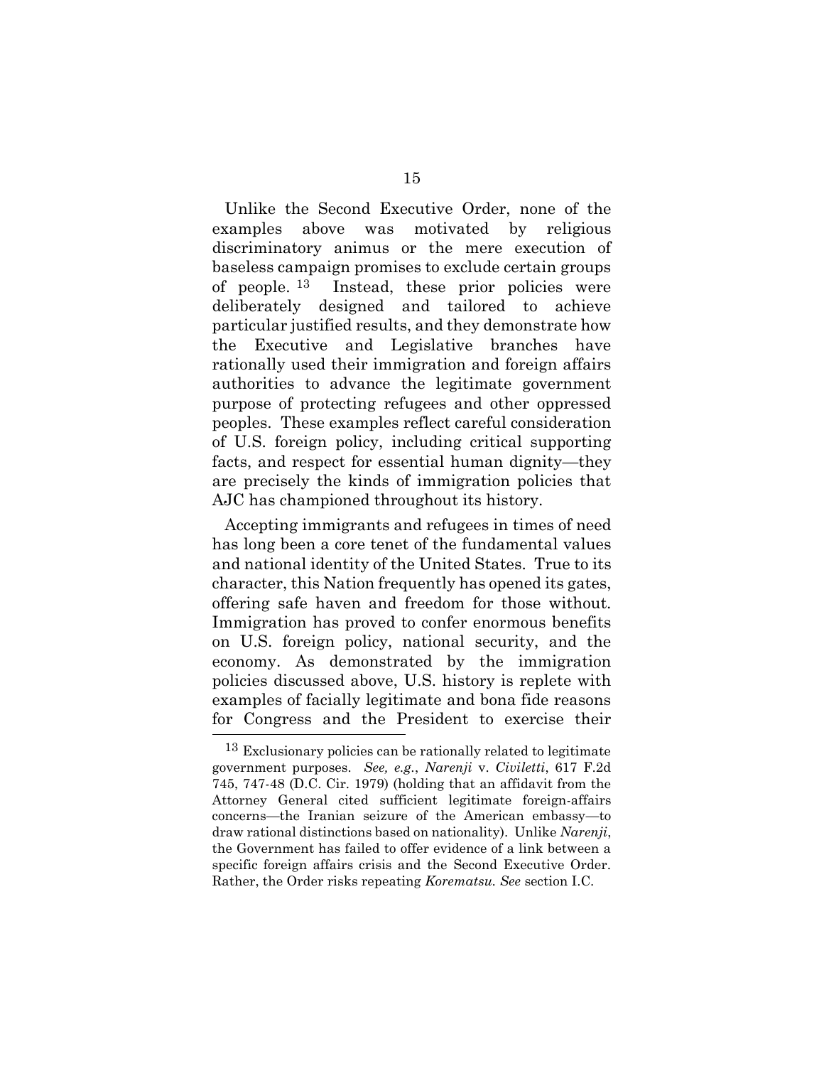Unlike the Second Executive Order, none of the examples above was motivated by religious discriminatory animus or the mere execution of baseless campaign promises to exclude certain groups of people.[13] Instead, these prior policies were deliberately designed and tailored to achieve particular justified results, and they demonstrate how the Executive and Legislative branches have rationally used their immigration and foreign affairs authorities to advance the legitimate government purpose of protecting refugees and other oppressed peoples. These examples reflect careful consideration of U.S. foreign policy, including critical supporting facts, and respect for essential human dignity—they are precisely the kinds of immigration policies that AJC has championed throughout its history.

Accepting immigrants and refugees in times of need has long been a core tenet of the fundamental values and national identity of the United States. True to its character, this Nation frequently has opened its gates, offering safe haven and freedom for those without. Immigration has proved to confer enormous benefits on U.S. foreign policy, national security, and the economy. As demonstrated by the immigration policies discussed above, U.S. history is replete with examples of facially legitimate and bona fide reasons for Congress and the President to exercise their

[13] Exclusionary policies can be rationally related to legitimate government purposes. *See, e.g.*, *Narenji* v. *Civiletti*, 617 F.2d 745, 747-48 (D.C. Cir. 1979) (holding that an affidavit from the Attorney General cited sufficient legitimate foreign-affairs concerns—the Iranian seizure of the American embassy—to draw rational distinctions based on nationality). Unlike *Narenji*, the Government has failed to offer evidence of a link between a specific foreign affairs crisis and the Second Executive Order. Rather, the Order risks repeating *Korematsu*. *See* section I.C.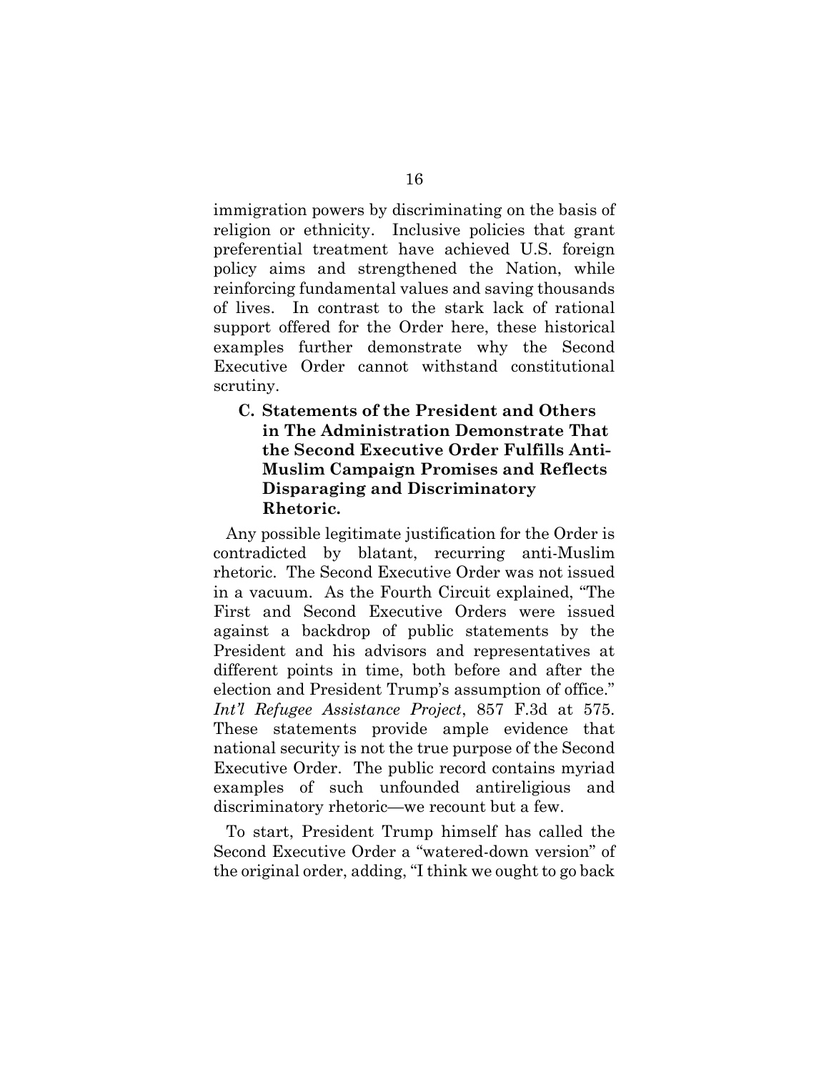immigration powers by discriminating on the basis of religion or ethnicity. Inclusive policies that grant preferential treatment have achieved U.S. foreign policy aims and strengthened the Nation, while reinforcing fundamental values and saving thousands of lives. In contrast to the stark lack of rational support offered for the Order here, these historical examples further demonstrate why the Second Executive Order cannot withstand constitutional scrutiny.

### C. Statements of the President and Others in The Administration Demonstrate That the Second Executive Order Fulfills Anti-Muslim Campaign Promises and Reflects Disparaging and Discriminatory Rhetoric.

Any possible legitimate justification for the Order is contradicted by blatant, recurring anti-Muslim rhetoric. The Second Executive Order was not issued in a vacuum. As the Fourth Circuit explained, "The First and Second Executive Orders were issued against a backdrop of public statements by the President and his advisors and representatives at different points in time, both before and after the election and President Trump's assumption of office." *Int'l Refugee Assistance Project*, 857 F.3d at 575. These statements provide ample evidence that national security is not the true purpose of the Second Executive Order. The public record contains myriad examples of such unfounded antireligious and discriminatory rhetoric—we recount but a few.

To start, President Trump himself has called the Second Executive Order a "watered-down version" of the original order, adding, "I think we ought to go back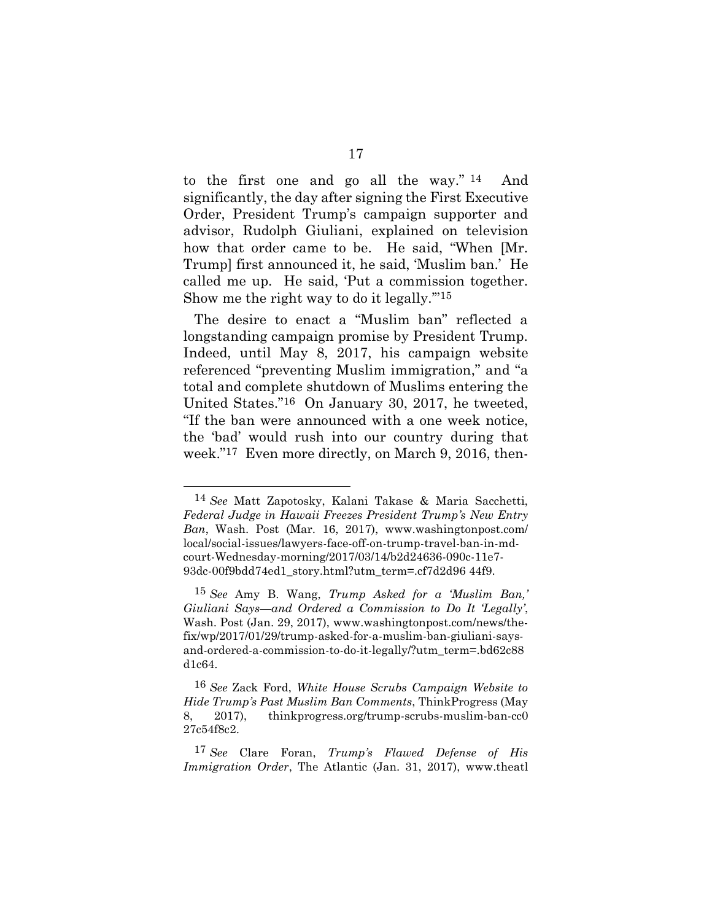to the first one and go all the way."[14] And significantly, the day after signing the First Executive Order, President Trump's campaign supporter and advisor, Rudolph Giuliani, explained on television how that order came to be. He said, "When [Mr. Trump] first announced it, he said, 'Muslim ban.' He called me up. He said, 'Put a commission together. Show me the right way to do it legally.'"[15]

The desire to enact a "Muslim ban" reflected a longstanding campaign promise by President Trump. Indeed, until May 8, 2017, his campaign website referenced "preventing Muslim immigration," and "a total and complete shutdown of Muslims entering the United States."[16] On January 30, 2017, he tweeted, "If the ban were announced with a one week notice, the 'bad' would rush into our country during that week."[17] Even more directly, on March 9, 2016, then-

---

[14] *See* Matt Zapotosky, Kalani Takase & Maria Sacchetti, *Federal Judge in Hawaii Freezes President Trump's New Entry Ban*, Wash. Post (Mar. 16, 2017), www.washingtonpost.com/local/social-issues/lawyers-face-off-on-trump-travel-ban-in-md-court-Wednesday-morning/2017/03/14/b2d24636-090c-11e7-93dc-00f9bdd74ed1_story.html?utm_term=.cf7d2d96 44f9.

[15] *See* Amy B. Wang, *Trump Asked for a 'Muslim Ban,' Giuliani Says—and Ordered a Commission to Do It 'Legally'*, Wash. Post (Jan. 29, 2017), www.washingtonpost.com/news/the-fix/wp/2017/01/29/trump-asked-for-a-muslim-ban-giuliani-says-and-ordered-a-commission-to-do-it-legally/?utm_term=.bd62c88 d1c64.

[16] *See* Zack Ford, *White House Scrubs Campaign Website to Hide Trump's Past Muslim Ban Comments*, ThinkProgress (May 8, 2017), thinkprogress.org/trump-scrubs-muslim-ban-cc0 27c54f8c2.

[17] *See* Clare Foran, *Trump's Flawed Defense of His Immigration Order*, The Atlantic (Jan. 31, 2017), www.theatl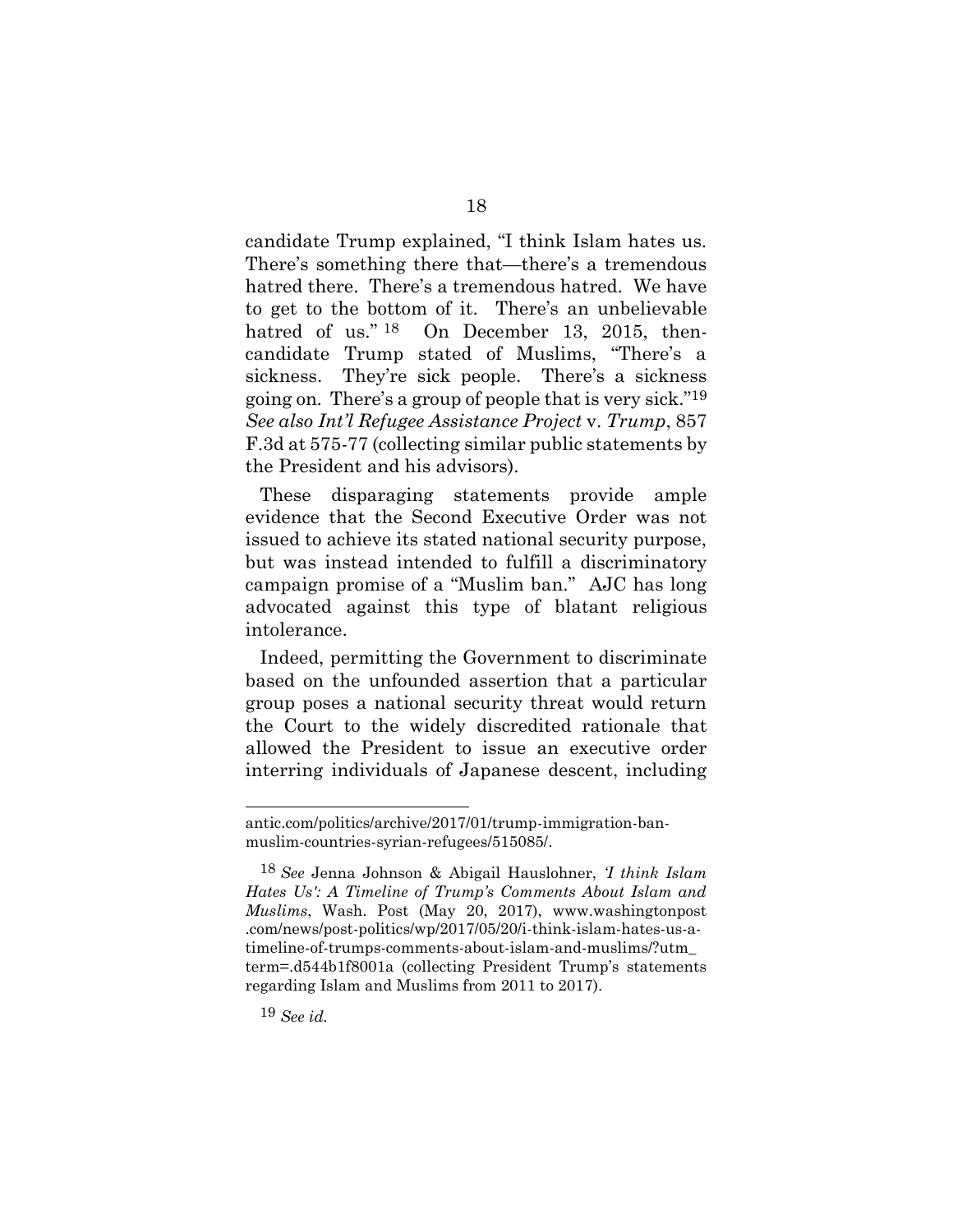candidate Trump explained, "I think Islam hates us. There's something there that—there's a tremendous hatred there. There's a tremendous hatred. We have to get to the bottom of it. There's an unbelievable hatred of us." [18] On December 13, 2015, then-candidate Trump stated of Muslims, "There's a sickness. They're sick people. There's a sickness going on. There's a group of people that is very sick."[19] *See also Int'l Refugee Assistance Project* v. *Trump*, 857 F.3d at 575-77 (collecting similar public statements by the President and his advisors).

These disparaging statements provide ample evidence that the Second Executive Order was not issued to achieve its stated national security purpose, but was instead intended to fulfill a discriminatory campaign promise of a "Muslim ban." AJC has long advocated against this type of blatant religious intolerance.

Indeed, permitting the Government to discriminate based on the unfounded assertion that a particular group poses a national security threat would return the Court to the widely discredited rationale that allowed the President to issue an executive order interring individuals of Japanese descent, including

---

antic.com/politics/archive/2017/01/trump-immigration-ban-muslim-countries-syrian-refugees/515085/.

[18] *See* Jenna Johnson & Abigail Hauslohner, *'I think Islam Hates Us': A Timeline of Trump's Comments About Islam and Muslims*, Wash. Post (May 20, 2017), www.washingtonpost.com/news/post-politics/wp/2017/05/20/i-think-islam-hates-us-a-timeline-of-trumps-comments-about-islam-and-muslims/?utm_term=.d544b1f8001a (collecting President Trump's statements regarding Islam and Muslims from 2011 to 2017).

[19] *See id.*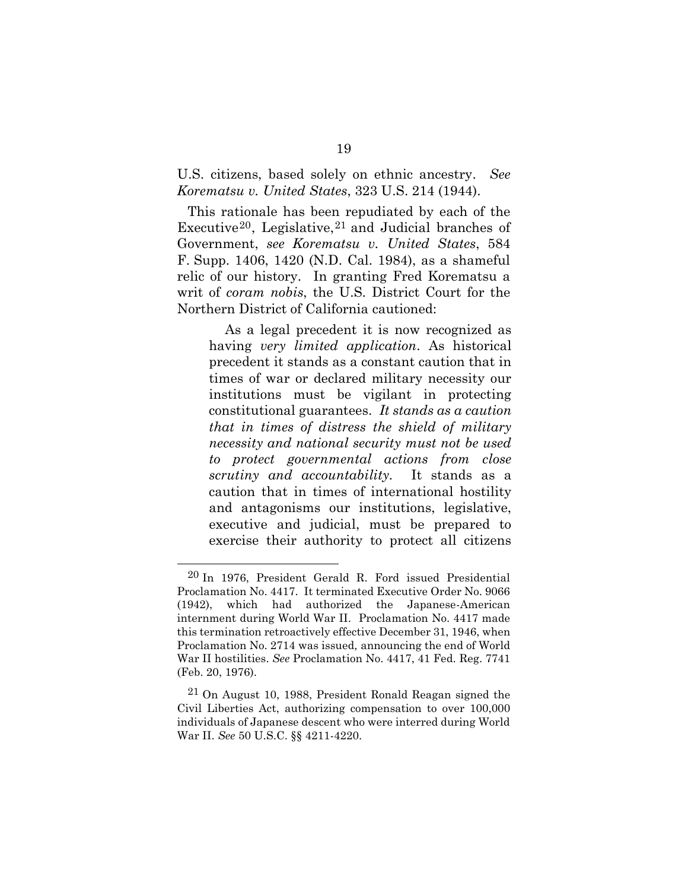U.S. citizens, based solely on ethnic ancestry. *See Korematsu v. United States*, 323 U.S. 214 (1944).

This rationale has been repudiated by each of the Executive[20], Legislative,[21] and Judicial branches of Government, *see Korematsu v. United States*, 584 F. Supp. 1406, 1420 (N.D. Cal. 1984), as a shameful relic of our history. In granting Fred Korematsu a writ of *coram nobis*, the U.S. District Court for the Northern District of California cautioned:

> As a legal precedent it is now recognized as having *very limited application*. As historical precedent it stands as a constant caution that in times of war or declared military necessity our institutions must be vigilant in protecting constitutional guarantees. *It stands as a caution that in times of distress the shield of military necessity and national security must not be used to protect governmental actions from close scrutiny and accountability.* It stands as a caution that in times of international hostility and antagonisms our institutions, legislative, executive and judicial, must be prepared to exercise their authority to protect all citizens

---

[20] In 1976, President Gerald R. Ford issued Presidential Proclamation No. 4417. It terminated Executive Order No. 9066 (1942), which had authorized the Japanese-American internment during World War II. Proclamation No. 4417 made this termination retroactively effective December 31, 1946, when Proclamation No. 2714 was issued, announcing the end of World War II hostilities. *See* Proclamation No. 4417, 41 Fed. Reg. 7741 (Feb. 20, 1976).

[21] On August 10, 1988, President Ronald Reagan signed the Civil Liberties Act, authorizing compensation to over 100,000 individuals of Japanese descent who were interred during World War II. *See* 50 U.S.C. §§ 4211-4220.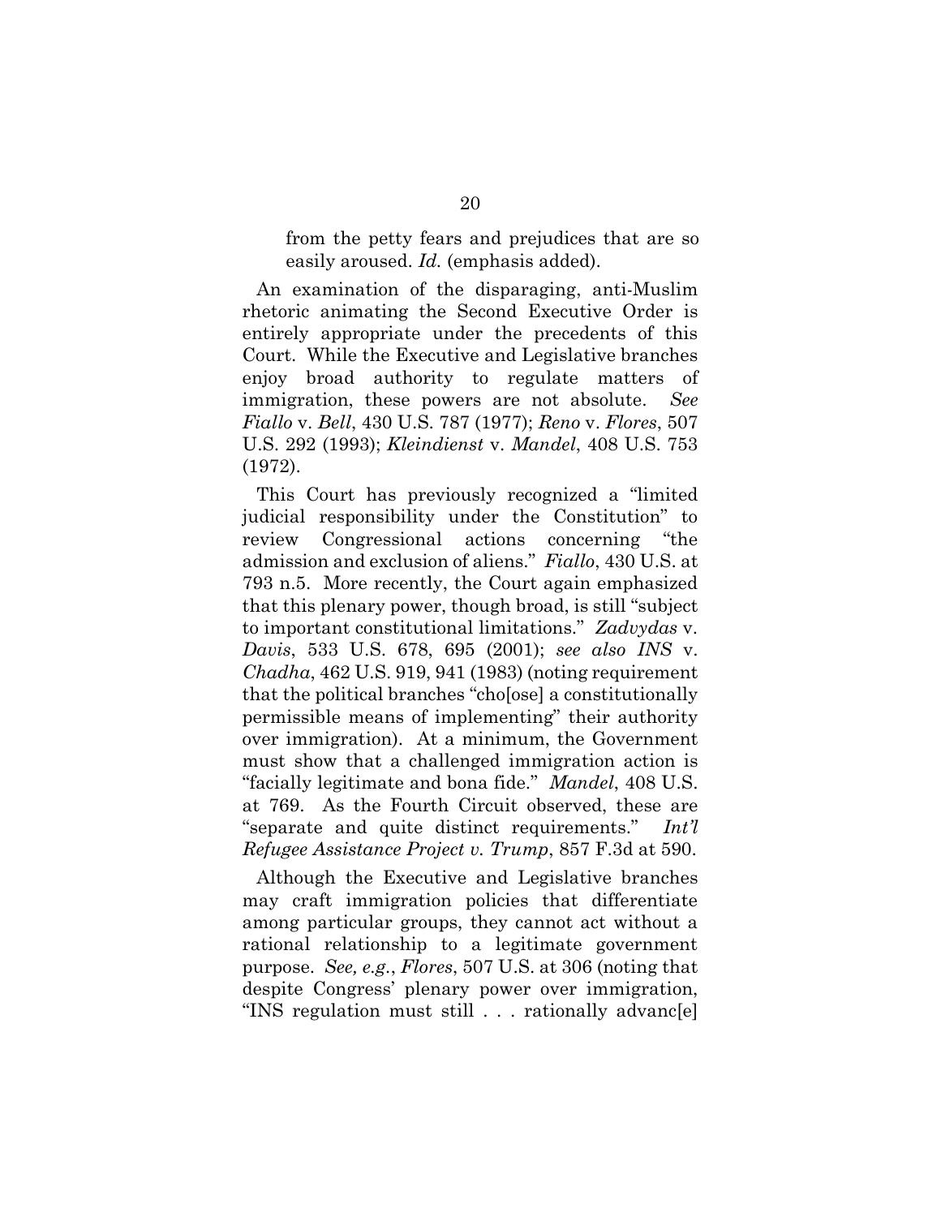> from the petty fears and prejudices that are so easily aroused. *Id.* (emphasis added).

An examination of the disparaging, anti-Muslim rhetoric animating the Second Executive Order is entirely appropriate under the precedents of this Court. While the Executive and Legislative branches enjoy broad authority to regulate matters of immigration, these powers are not absolute. *See Fiallo* v. *Bell*, 430 U.S. 787 (1977); *Reno* v. *Flores*, 507 U.S. 292 (1993); *Kleindienst* v. *Mandel*, 408 U.S. 753 (1972).

This Court has previously recognized a "limited judicial responsibility under the Constitution" to review Congressional actions concerning "the admission and exclusion of aliens." *Fiallo*, 430 U.S. at 793 n.5. More recently, the Court again emphasized that this plenary power, though broad, is still "subject to important constitutional limitations." *Zadvydas* v. *Davis*, 533 U.S. 678, 695 (2001); *see also INS* v. *Chadha*, 462 U.S. 919, 941 (1983) (noting requirement that the political branches "cho[ose] a constitutionally permissible means of implementing" their authority over immigration). At a minimum, the Government must show that a challenged immigration action is "facially legitimate and bona fide." *Mandel*, 408 U.S. at 769. As the Fourth Circuit observed, these are "separate and quite distinct requirements." *Int'l Refugee Assistance Project v. Trump*, 857 F.3d at 590.

Although the Executive and Legislative branches may craft immigration policies that differentiate among particular groups, they cannot act without a rational relationship to a legitimate government purpose. *See, e.g.*, *Flores*, 507 U.S. at 306 (noting that despite Congress' plenary power over immigration, "INS regulation must still . . . rationally advanc[e]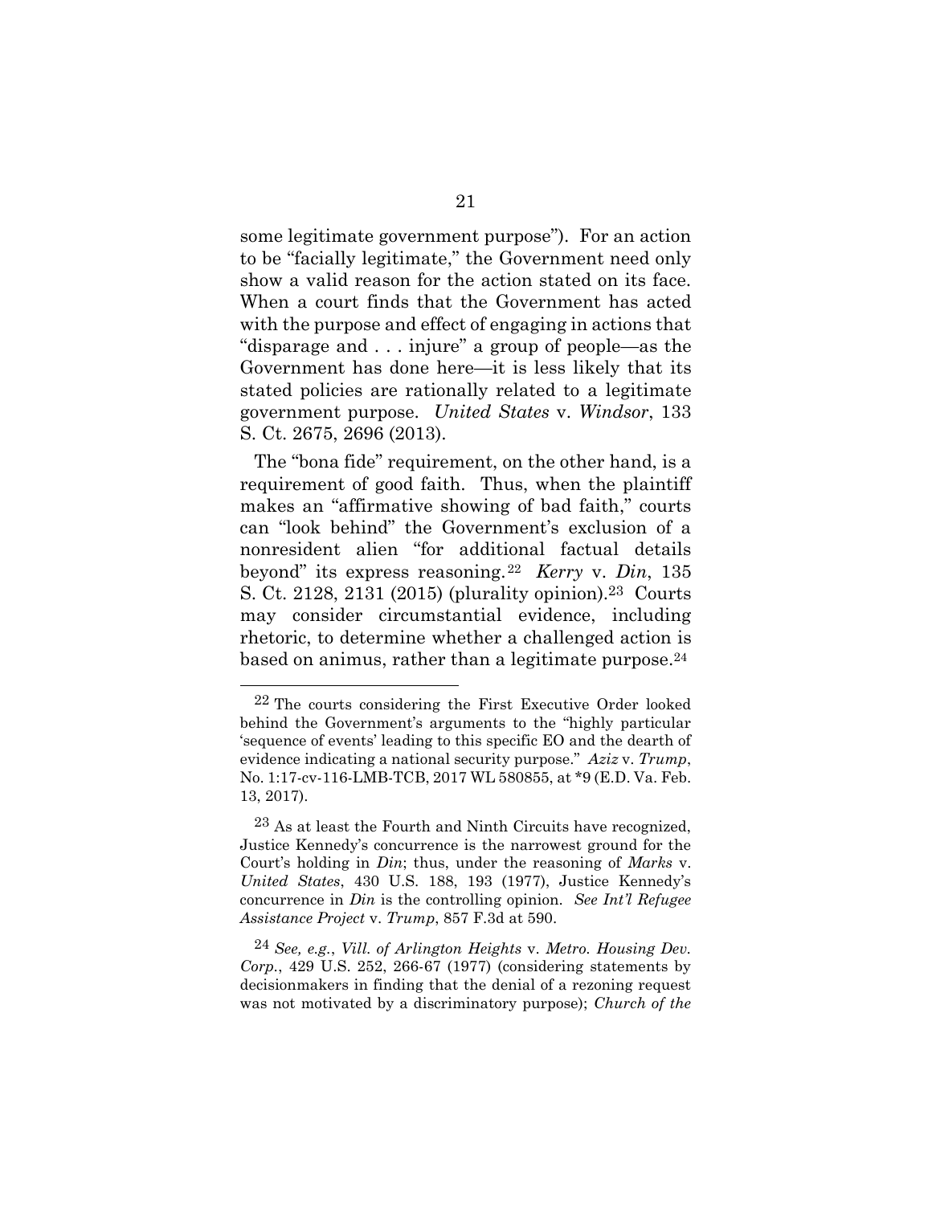some legitimate government purpose"). For an action to be "facially legitimate," the Government need only show a valid reason for the action stated on its face. When a court finds that the Government has acted with the purpose and effect of engaging in actions that "disparage and . . . injure" a group of people—as the Government has done here—it is less likely that its stated policies are rationally related to a legitimate government purpose. *United States* v. *Windsor*, 133 S. Ct. 2675, 2696 (2013).

The "bona fide" requirement, on the other hand, is a requirement of good faith. Thus, when the plaintiff makes an "affirmative showing of bad faith," courts can "look behind" the Government's exclusion of a nonresident alien "for additional factual details beyond" its express reasoning.[22] *Kerry* v. *Din*, 135 S. Ct. 2128, 2131 (2015) (plurality opinion).[23] Courts may consider circumstantial evidence, including rhetoric, to determine whether a challenged action is based on animus, rather than a legitimate purpose.[24]

---

[22] The courts considering the First Executive Order looked behind the Government's arguments to the "highly particular 'sequence of events' leading to this specific EO and the dearth of evidence indicating a national security purpose." *Aziz* v. *Trump*, No. 1:17-cv-116-LMB-TCB, 2017 WL 580855, at *9 (E.D. Va. Feb. 13, 2017).

[23] As at least the Fourth and Ninth Circuits have recognized, Justice Kennedy's concurrence is the narrowest ground for the Court's holding in *Din*; thus, under the reasoning of *Marks* v. *United States*, 430 U.S. 188, 193 (1977), Justice Kennedy's concurrence in *Din* is the controlling opinion. *See Int'l Refugee Assistance Project* v. *Trump*, 857 F.3d at 590.

[24] *See, e.g.*, *Vill. of Arlington Heights* v. *Metro. Housing Dev. Corp.*, 429 U.S. 252, 266-67 (1977) (considering statements by decisionmakers in finding that the denial of a rezoning request was not motivated by a discriminatory purpose); *Church of the*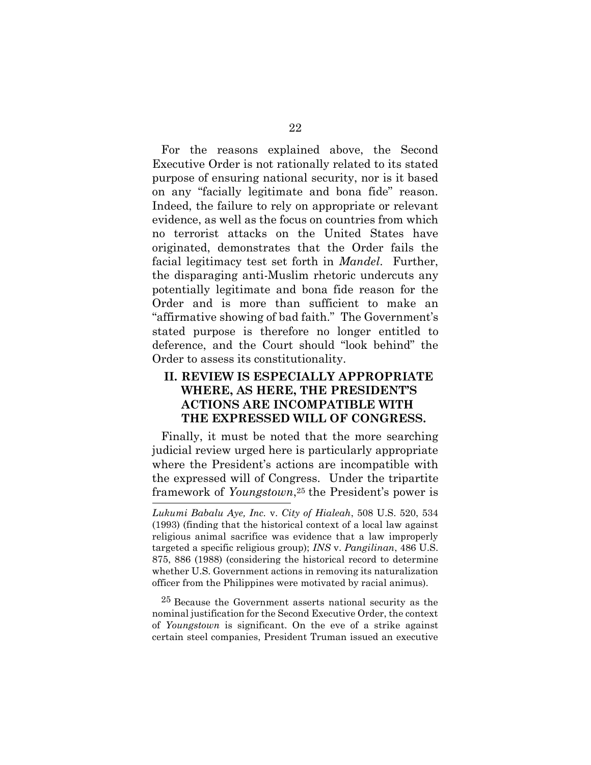For the reasons explained above, the Second Executive Order is not rationally related to its stated purpose of ensuring national security, nor is it based on any "facially legitimate and bona fide" reason. Indeed, the failure to rely on appropriate or relevant evidence, as well as the focus on countries from which no terrorist attacks on the United States have originated, demonstrates that the Order fails the facial legitimacy test set forth in *Mandel*. Further, the disparaging anti-Muslim rhetoric undercuts any potentially legitimate and bona fide reason for the Order and is more than sufficient to make an "affirmative showing of bad faith." The Government's stated purpose is therefore no longer entitled to deference, and the Court should "look behind" the Order to assess its constitutionality.

## II. REVIEW IS ESPECIALLY APPROPRIATE WHERE, AS HERE, THE PRESIDENT'S ACTIONS ARE INCOMPATIBLE WITH THE EXPRESSED WILL OF CONGRESS.

Finally, it must be noted that the more searching judicial review urged here is particularly appropriate where the President's actions are incompatible with the expressed will of Congress. Under the tripartite framework of *Youngstown*,[25] the President's power is

---

*Lukumi Babalu Aye, Inc.* v. *City of Hialeah*, 508 U.S. 520, 534 (1993) (finding that the historical context of a local law against religious animal sacrifice was evidence that a law improperly targeted a specific religious group); *INS* v. *Pangilinan*, 486 U.S. 875, 886 (1988) (considering the historical record to determine whether U.S. Government actions in removing its naturalization officer from the Philippines were motivated by racial animus).

[25] Because the Government asserts national security as the nominal justification for the Second Executive Order, the context of *Youngstown* is significant. On the eve of a strike against certain steel companies, President Truman issued an executive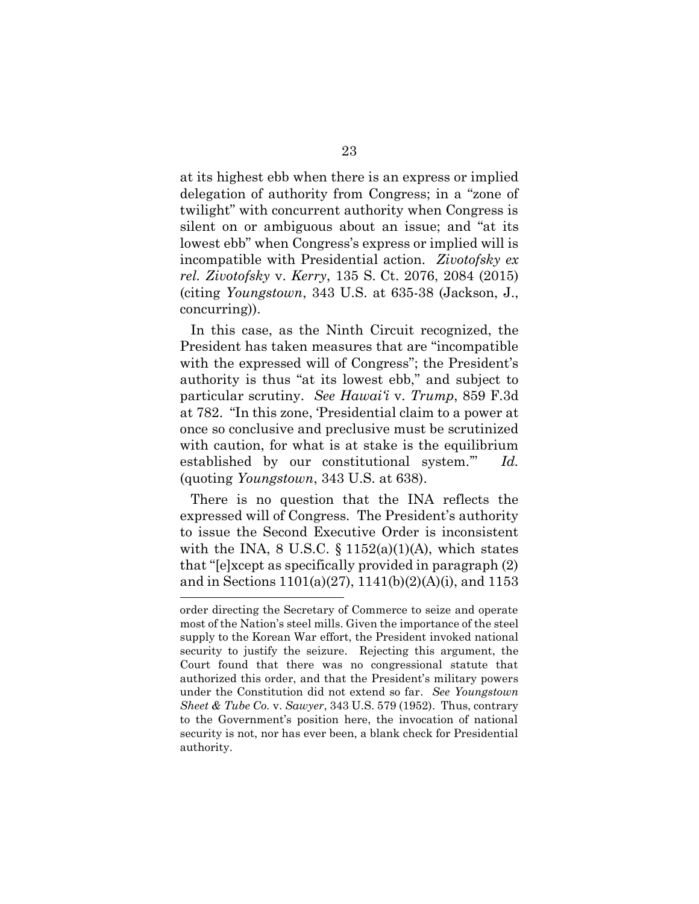at its highest ebb when there is an express or implied delegation of authority from Congress; in a "zone of twilight" with concurrent authority when Congress is silent on or ambiguous about an issue; and "at its lowest ebb" when Congress's express or implied will is incompatible with Presidential action. *Zivotofsky ex rel. Zivotofsky* v. *Kerry*, 135 S. Ct. 2076, 2084 (2015) (citing *Youngstown*, 343 U.S. at 635-38 (Jackson, J., concurring)).

In this case, as the Ninth Circuit recognized, the President has taken measures that are "incompatible with the expressed will of Congress"; the President's authority is thus "at its lowest ebb," and subject to particular scrutiny. *See Hawai'i* v. *Trump*, 859 F.3d at 782. "In this zone, 'Presidential claim to a power at once so conclusive and preclusive must be scrutinized with caution, for what is at stake is the equilibrium established by our constitutional system.'" *Id.* (quoting *Youngstown*, 343 U.S. at 638).

There is no question that the INA reflects the expressed will of Congress. The President's authority to issue the Second Executive Order is inconsistent with the INA, 8 U.S.C. § 1152(a)(1)(A), which states that "[e]xcept as specifically provided in paragraph (2) and in Sections 1101(a)(27), 1141(b)(2)(A)(i), and 1153

---

order directing the Secretary of Commerce to seize and operate most of the Nation's steel mills. Given the importance of the steel supply to the Korean War effort, the President invoked national security to justify the seizure. Rejecting this argument, the Court found that there was no congressional statute that authorized this order, and that the President's military powers under the Constitution did not extend so far. *See Youngstown Sheet & Tube Co.* v. *Sawyer*, 343 U.S. 579 (1952). Thus, contrary to the Government's position here, the invocation of national security is not, nor has ever been, a blank check for Presidential authority.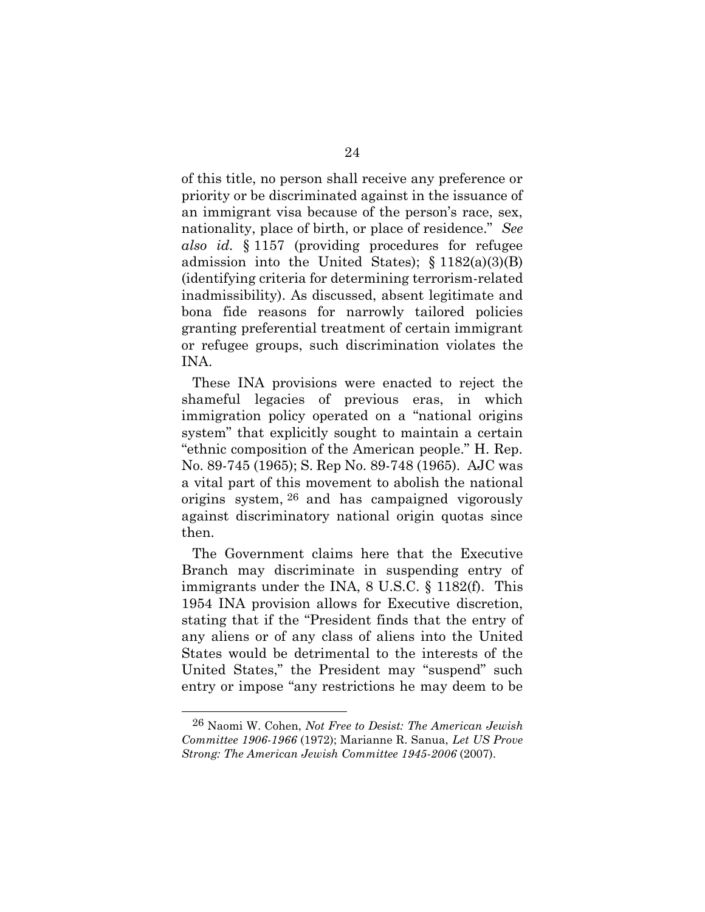of this title, no person shall receive any preference or priority or be discriminated against in the issuance of an immigrant visa because of the person's race, sex, nationality, place of birth, or place of residence." *See also id.* § 1157 (providing procedures for refugee admission into the United States); § 1182(a)(3)(B) (identifying criteria for determining terrorism-related inadmissibility). As discussed, absent legitimate and bona fide reasons for narrowly tailored policies granting preferential treatment of certain immigrant or refugee groups, such discrimination violates the INA.

These INA provisions were enacted to reject the shameful legacies of previous eras, in which immigration policy operated on a "national origins system" that explicitly sought to maintain a certain "ethnic composition of the American people." H. Rep. No. 89-745 (1965); S. Rep No. 89-748 (1965). AJC was a vital part of this movement to abolish the national origins system,[26] and has campaigned vigorously against discriminatory national origin quotas since then.

The Government claims here that the Executive Branch may discriminate in suspending entry of immigrants under the INA, 8 U.S.C. § 1182(f). This 1954 INA provision allows for Executive discretion, stating that if the "President finds that the entry of any aliens or of any class of aliens into the United States would be detrimental to the interests of the United States," the President may "suspend" such entry or impose "any restrictions he may deem to be

---

[26] Naomi W. Cohen, *Not Free to Desist: The American Jewish Committee 1906-1966* (1972); Marianne R. Sanua, *Let US Prove Strong: The American Jewish Committee 1945-2006* (2007).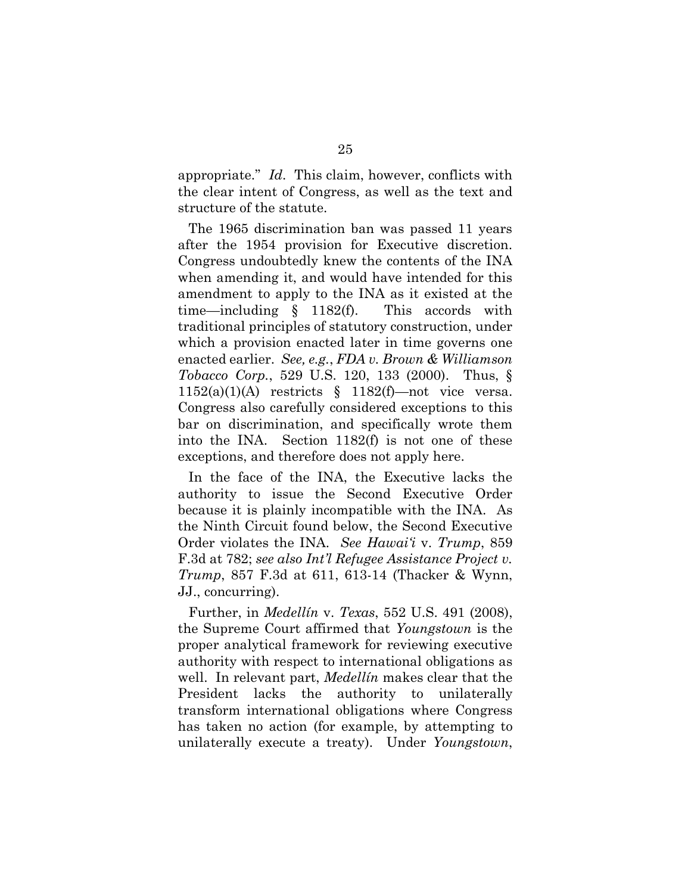appropriate." *Id*. This claim, however, conflicts with the clear intent of Congress, as well as the text and structure of the statute.

The 1965 discrimination ban was passed 11 years after the 1954 provision for Executive discretion. Congress undoubtedly knew the contents of the INA when amending it, and would have intended for this amendment to apply to the INA as it existed at the time—including § 1182(f). This accords with traditional principles of statutory construction, under which a provision enacted later in time governs one enacted earlier. *See, e.g.*, *FDA v. Brown & Williamson Tobacco Corp.*, 529 U.S. 120, 133 (2000). Thus, § 1152(a)(1)(A) restricts § 1182(f)—not vice versa. Congress also carefully considered exceptions to this bar on discrimination, and specifically wrote them into the INA. Section 1182(f) is not one of these exceptions, and therefore does not apply here.

In the face of the INA, the Executive lacks the authority to issue the Second Executive Order because it is plainly incompatible with the INA. As the Ninth Circuit found below, the Second Executive Order violates the INA. *See Hawai'i* v. *Trump*, 859 F.3d at 782; *see also Int'l Refugee Assistance Project v. Trump*, 857 F.3d at 611, 613-14 (Thacker & Wynn, JJ., concurring).

Further, in *Medellín* v. *Texas*, 552 U.S. 491 (2008), the Supreme Court affirmed that *Youngstown* is the proper analytical framework for reviewing executive authority with respect to international obligations as well. In relevant part, *Medellín* makes clear that the President lacks the authority to unilaterally transform international obligations where Congress has taken no action (for example, by attempting to unilaterally execute a treaty). Under *Youngstown*,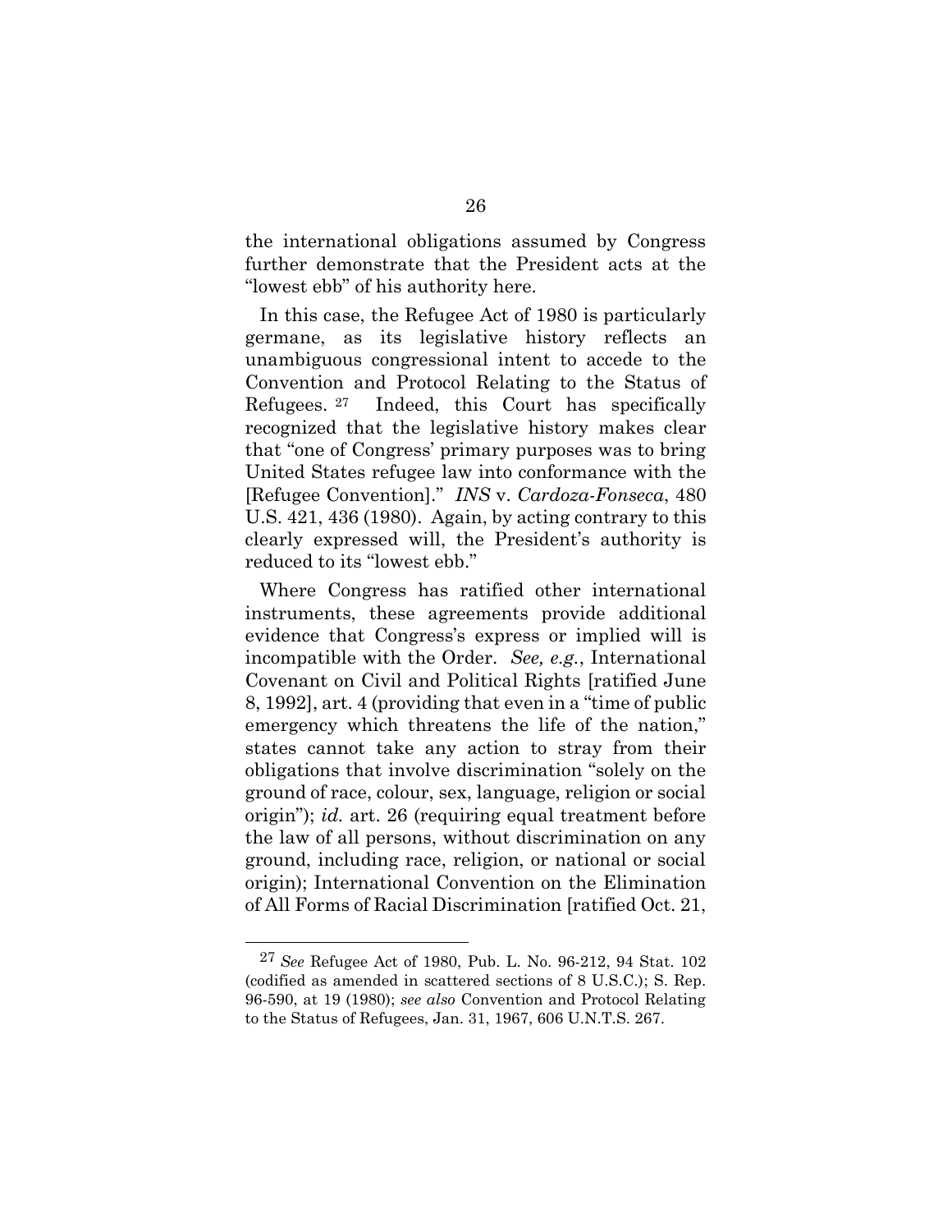the international obligations assumed by Congress further demonstrate that the President acts at the "lowest ebb" of his authority here.

In this case, the Refugee Act of 1980 is particularly germane, as its legislative history reflects an unambiguous congressional intent to accede to the Convention and Protocol Relating to the Status of Refugees.[27] Indeed, this Court has specifically recognized that the legislative history makes clear that "one of Congress' primary purposes was to bring United States refugee law into conformance with the [Refugee Convention]." *INS* v. *Cardoza-Fonseca*, 480 U.S. 421, 436 (1980). Again, by acting contrary to this clearly expressed will, the President's authority is reduced to its "lowest ebb."

Where Congress has ratified other international instruments, these agreements provide additional evidence that Congress's express or implied will is incompatible with the Order. *See, e.g.*, International Covenant on Civil and Political Rights [ratified June 8, 1992], art. 4 (providing that even in a "time of public emergency which threatens the life of the nation," states cannot take any action to stray from their obligations that involve discrimination "solely on the ground of race, colour, sex, language, religion or social origin"); *id.* art. 26 (requiring equal treatment before the law of all persons, without discrimination on any ground, including race, religion, or national or social origin); International Convention on the Elimination of All Forms of Racial Discrimination [ratified Oct. 21,

---

[27] *See* Refugee Act of 1980, Pub. L. No. 96-212, 94 Stat. 102 (codified as amended in scattered sections of 8 U.S.C.); S. Rep. 96-590, at 19 (1980); *see also* Convention and Protocol Relating to the Status of Refugees, Jan. 31, 1967, 606 U.N.T.S. 267.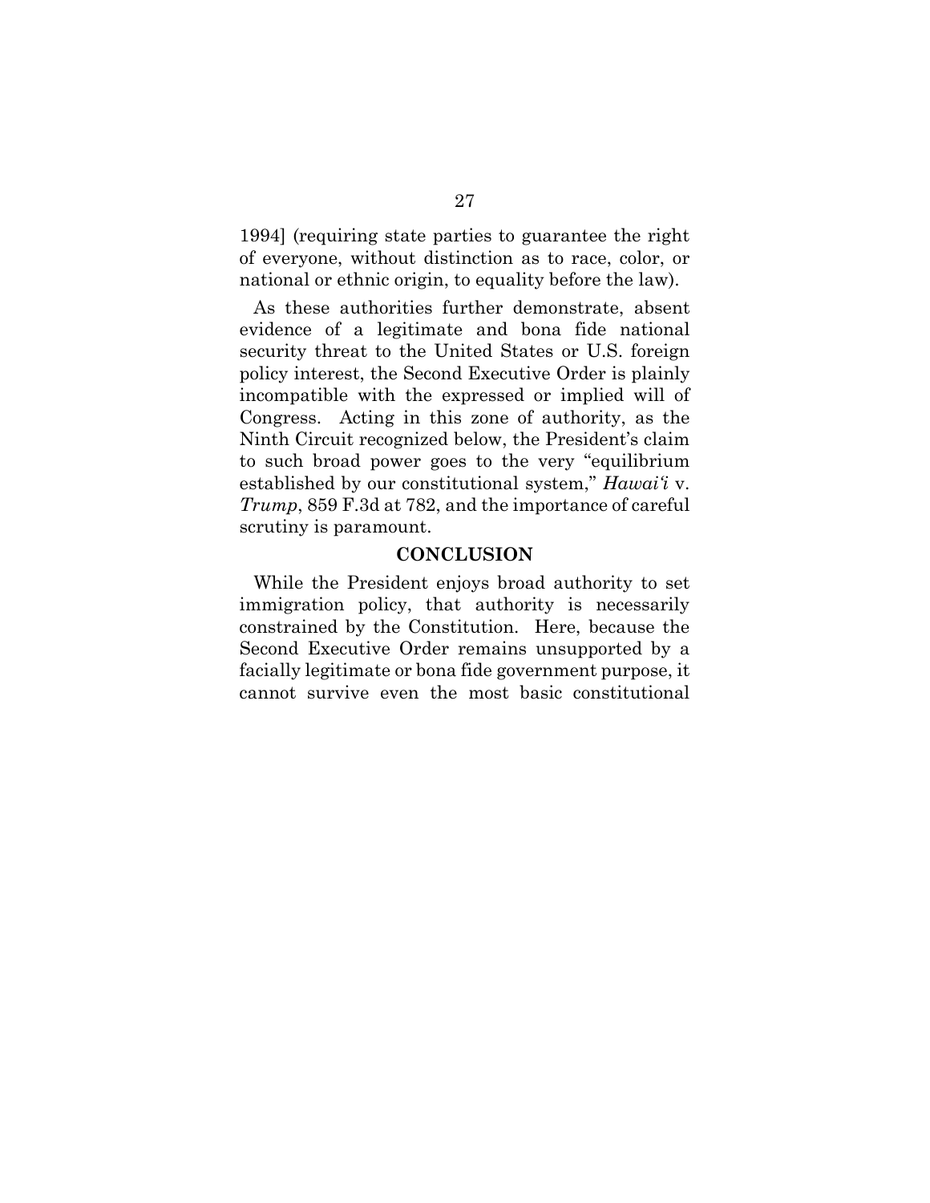1994] (requiring state parties to guarantee the right of everyone, without distinction as to race, color, or national or ethnic origin, to equality before the law).

As these authorities further demonstrate, absent evidence of a legitimate and bona fide national security threat to the United States or U.S. foreign policy interest, the Second Executive Order is plainly incompatible with the expressed or implied will of Congress. Acting in this zone of authority, as the Ninth Circuit recognized below, the President's claim to such broad power goes to the very "equilibrium established by our constitutional system," *Hawai'i* v. *Trump*, 859 F.3d at 782, and the importance of careful scrutiny is paramount.

## CONCLUSION

While the President enjoys broad authority to set immigration policy, that authority is necessarily constrained by the Constitution. Here, because the Second Executive Order remains unsupported by a facially legitimate or bona fide government purpose, it cannot survive even the most basic constitutional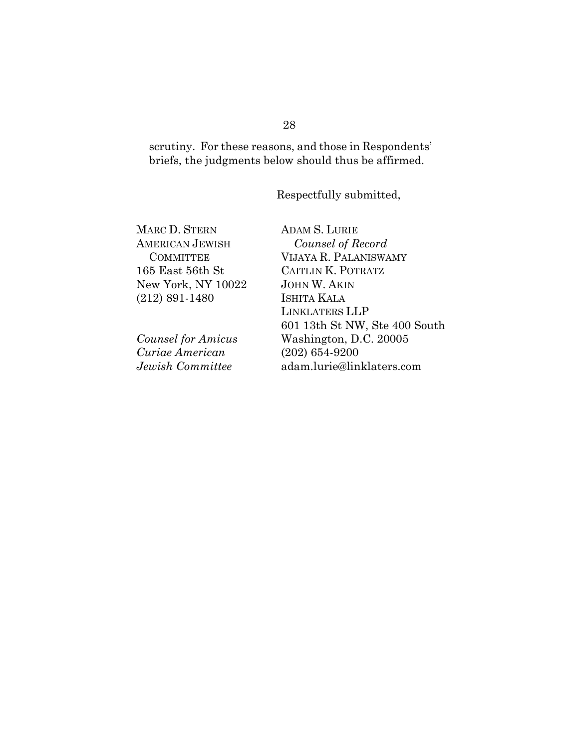scrutiny. For these reasons, and those in Respondents' briefs, the judgments below should thus be affirmed.

Respectfully submitted,

ADAM S. LURIE
*Counsel of Record*
VIJAYA R. PALANISWAMY
CAITLIN K. POTRATZ
JOHN W. AKIN
ISHITA KALA
LINKLATERS LLP
601 13th St NW, Ste 400 South
Washington, D.C. 20005
(202) 654-9200
adam.lurie@linklaters.com

MARC D. STERN
AMERICAN JEWISH COMMITTEE
165 East 56th St
New York, NY 10022
(212) 891-1480

*Counsel for Amicus Curiae American Jewish Committee*